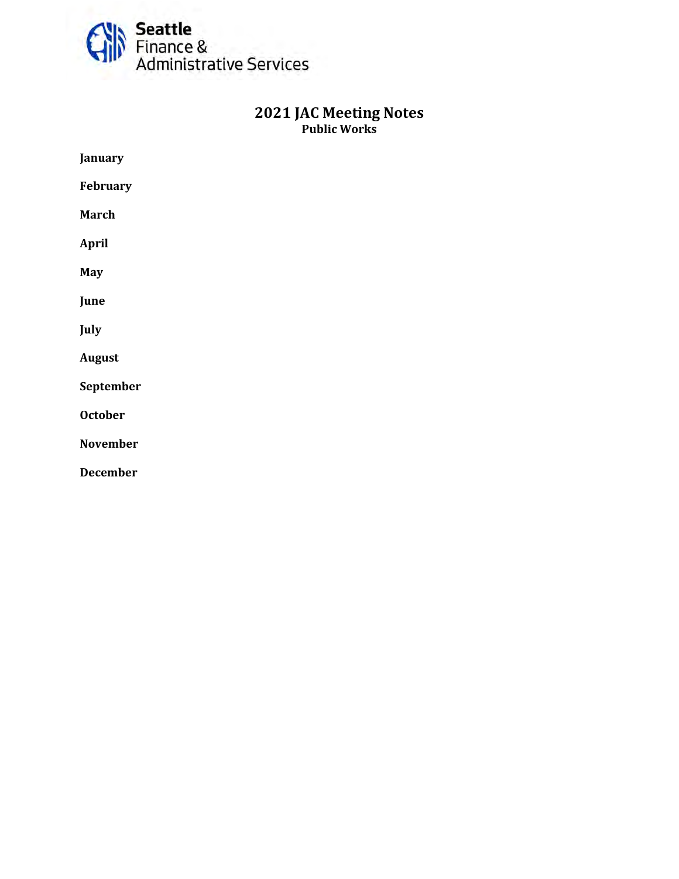Seattle Finance & Administrative Services

# 2021 JAC Meeting Notes

**Public Works**

**January**

**February**

**March**

**April**

**May**

**June**

**July**

**August**

**September**

**October**

**November**

**December**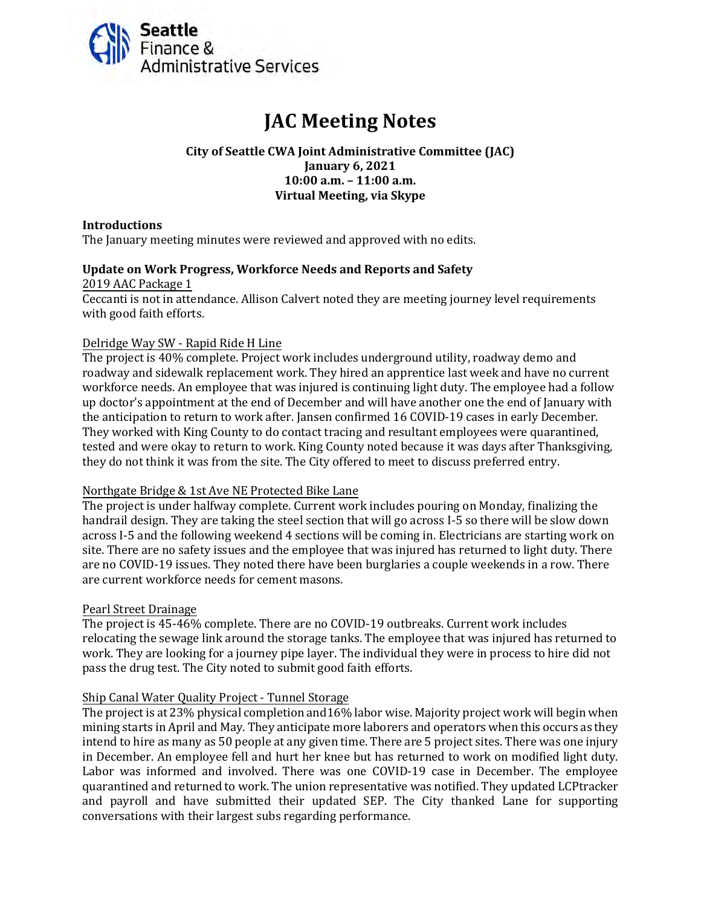Seattle Finance & Administrative Services

# JAC Meeting Notes

**City of Seattle CWA Joint Administrative Committee (JAC)**
**January 6, 2021**
**10:00 a.m. – 11:00 a.m.**
**Virtual Meeting, via Skype**

## Introductions

The January meeting minutes were reviewed and approved with no edits.

## Update on Work Progress, Workforce Needs and Reports and Safety

2019 AAC Package 1

Ceccanti is not in attendance. Allison Calvert noted they are meeting journey level requirements with good faith efforts.

Delridge Way SW - Rapid Ride H Line

The project is 40% complete. Project work includes underground utility, roadway demo and roadway and sidewalk replacement work. They hired an apprentice last week and have no current workforce needs. An employee that was injured is continuing light duty. The employee had a follow up doctor's appointment at the end of December and will have another one the end of January with the anticipation to return to work after. Jansen confirmed 16 COVID-19 cases in early December. They worked with King County to do contact tracing and resultant employees were quarantined, tested and were okay to return to work. King County noted because it was days after Thanksgiving, they do not think it was from the site. The City offered to meet to discuss preferred entry.

Northgate Bridge & 1st Ave NE Protected Bike Lane

The project is under halfway complete. Current work includes pouring on Monday, finalizing the handrail design. They are taking the steel section that will go across I-5 so there will be slow down across I-5 and the following weekend 4 sections will be coming in. Electricians are starting work on site. There are no safety issues and the employee that was injured has returned to light duty. There are no COVID-19 issues. They noted there have been burglaries a couple weekends in a row. There are current workforce needs for cement masons.

Pearl Street Drainage

The project is 45-46% complete. There are no COVID-19 outbreaks. Current work includes relocating the sewage link around the storage tanks. The employee that was injured has returned to work. They are looking for a journey pipe layer. The individual they were in process to hire did not pass the drug test. The City noted to submit good faith efforts.

Ship Canal Water Quality Project - Tunnel Storage

The project is at 23% physical completion and16% labor wise. Majority project work will begin when mining starts in April and May. They anticipate more laborers and operators when this occurs as they intend to hire as many as 50 people at any given time. There are 5 project sites. There was one injury in December. An employee fell and hurt her knee but has returned to work on modified light duty. Labor was informed and involved. There was one COVID-19 case in December. The employee quarantined and returned to work. The union representative was notified. They updated LCPtracker and payroll and have submitted their updated SEP. The City thanked Lane for supporting conversations with their largest subs regarding performance.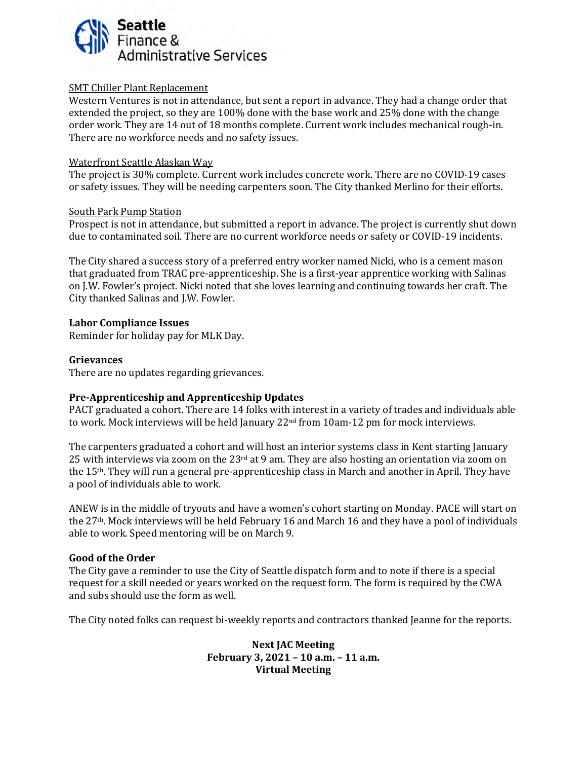SMT Chiller Plant Replacement

Western Ventures is not in attendance, but sent a report in advance. They had a change order that extended the project, so they are 100% done with the base work and 25% done with the change order work. They are 14 out of 18 months complete. Current work includes mechanical rough-in. There are no workforce needs and no safety issues.

Waterfront Seattle Alaskan Way

The project is 30% complete. Current work includes concrete work. There are no COVID-19 cases or safety issues. They will be needing carpenters soon. The City thanked Merlino for their efforts.

South Park Pump Station

Prospect is not in attendance, but submitted a report in advance. The project is currently shut down due to contaminated soil. There are no current workforce needs or safety or COVID-19 incidents.

The City shared a success story of a preferred entry worker named Nicki, who is a cement mason that graduated from TRAC pre-apprenticeship. She is a first-year apprentice working with Salinas on J.W. Fowler's project. Nicki noted that she loves learning and continuing towards her craft. The City thanked Salinas and J.W. Fowler.

**Labor Compliance Issues**

Reminder for holiday pay for MLK Day.

**Grievances**

There are no updates regarding grievances.

**Pre-Apprenticeship and Apprenticeship Updates**

PACT graduated a cohort. There are 14 folks with interest in a variety of trades and individuals able to work. Mock interviews will be held January 22nd from 10am-12 pm for mock interviews.

The carpenters graduated a cohort and will host an interior systems class in Kent starting January 25 with interviews via zoom on the 23rd at 9 am. They are also hosting an orientation via zoom on the 15th. They will run a general pre-apprenticeship class in March and another in April. They have a pool of individuals able to work.

ANEW is in the middle of tryouts and have a women's cohort starting on Monday. PACE will start on the 27th. Mock interviews will be held February 16 and March 16 and they have a pool of individuals able to work. Speed mentoring will be on March 9.

**Good of the Order**

The City gave a reminder to use the City of Seattle dispatch form and to note if there is a special request for a skill needed or years worked on the request form. The form is required by the CWA and subs should use the form as well.

The City noted folks can request bi-weekly reports and contractors thanked Jeanne for the reports.

**Next JAC Meeting**
**February 3, 2021 – 10 a.m. – 11 a.m.**
**Virtual Meeting**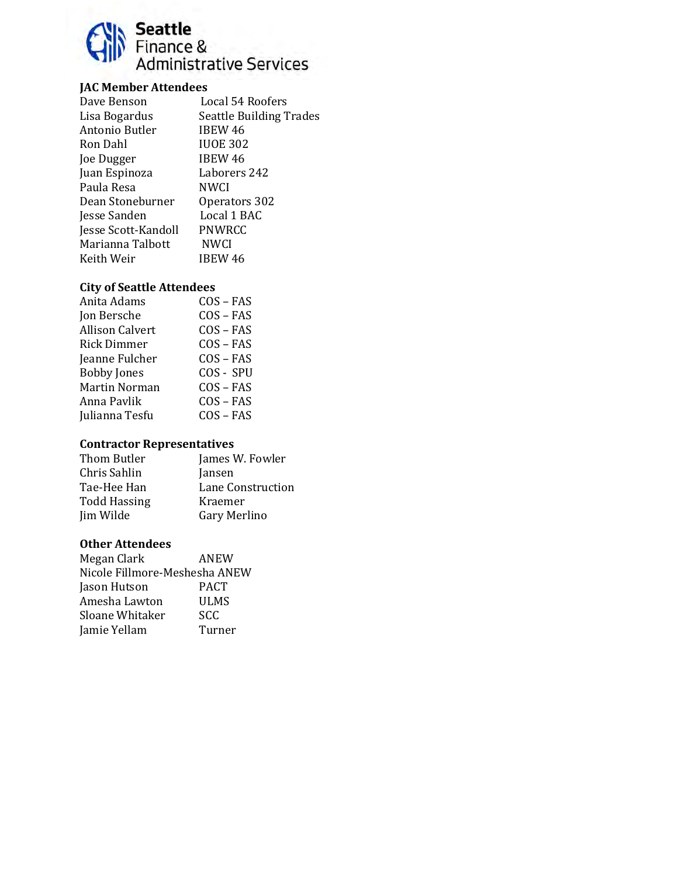## JAC Member Attendees

| | |
|---|---|
| Dave Benson | Local 54 Roofers |
| Lisa Bogardus | Seattle Building Trades |
| Antonio Butler | IBEW 46 |
| Ron Dahl | IUOE 302 |
| Joe Dugger | IBEW 46 |
| Juan Espinoza | Laborers 242 |
| Paula Resa | NWCI |
| Dean Stoneburner | Operators 302 |
| Jesse Sanden | Local 1 BAC |
| Jesse Scott-Kandoll | PNWRCC |
| Marianna Talbott | NWCI |
| Keith Weir | IBEW 46 |

## City of Seattle Attendees

| | |
|---|---|
| Anita Adams | COS – FAS |
| Jon Bersche | COS – FAS |
| Allison Calvert | COS – FAS |
| Rick Dimmer | COS – FAS |
| Jeanne Fulcher | COS – FAS |
| Bobby Jones | COS - SPU |
| Martin Norman | COS – FAS |
| Anna Pavlik | COS – FAS |
| Julianna Tesfu | COS – FAS |

## Contractor Representatives

| | |
|---|---|
| Thom Butler | James W. Fowler |
| Chris Sahlin | Jansen |
| Tae-Hee Han | Lane Construction |
| Todd Hassing | Kraemer |
| Jim Wilde | Gary Merlino |

## Other Attendees

| | |
|---|---|
| Megan Clark | ANEW |
| Nicole Fillmore-Meshesha | ANEW |
| Jason Hutson | PACT |
| Amesha Lawton | ULMS |
| Sloane Whitaker | SCC |
| Jamie Yellam | Turner |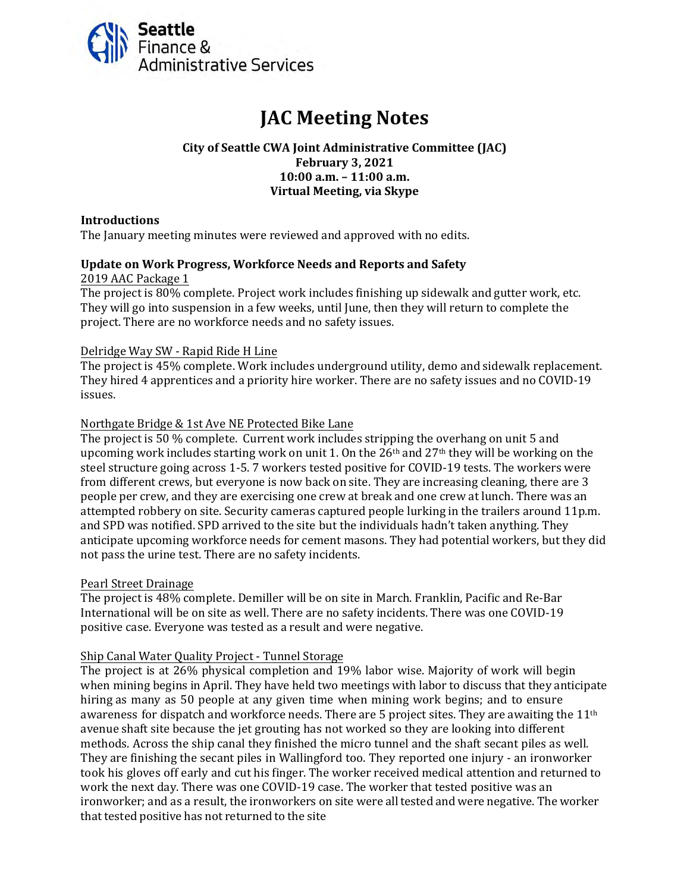Seattle Finance & Administrative Services

# JAC Meeting Notes

**City of Seattle CWA Joint Administrative Committee (JAC)**
**February 3, 2021**
**10:00 a.m. – 11:00 a.m.**
**Virtual Meeting, via Skype**

### Introductions

The January meeting minutes were reviewed and approved with no edits.

### Update on Work Progress, Workforce Needs and Reports and Safety

2019 AAC Package 1

The project is 80% complete. Project work includes finishing up sidewalk and gutter work, etc. They will go into suspension in a few weeks, until June, then they will return to complete the project. There are no workforce needs and no safety issues.

Delridge Way SW - Rapid Ride H Line

The project is 45% complete. Work includes underground utility, demo and sidewalk replacement. They hired 4 apprentices and a priority hire worker. There are no safety issues and no COVID-19 issues.

Northgate Bridge & 1st Ave NE Protected Bike Lane

The project is 50 % complete. Current work includes stripping the overhang on unit 5 and upcoming work includes starting work on unit 1. On the 26th and 27th they will be working on the steel structure going across 1-5. 7 workers tested positive for COVID-19 tests. The workers were from different crews, but everyone is now back on site. They are increasing cleaning, there are 3 people per crew, and they are exercising one crew at break and one crew at lunch. There was an attempted robbery on site. Security cameras captured people lurking in the trailers around 11p.m. and SPD was notified. SPD arrived to the site but the individuals hadn't taken anything. They anticipate upcoming workforce needs for cement masons. They had potential workers, but they did not pass the urine test. There are no safety incidents.

Pearl Street Drainage

The project is 48% complete. Demiller will be on site in March. Franklin, Pacific and Re-Bar International will be on site as well. There are no safety incidents. There was one COVID-19 positive case. Everyone was tested as a result and were negative.

Ship Canal Water Quality Project - Tunnel Storage

The project is at 26% physical completion and 19% labor wise. Majority of work will begin when mining begins in April. They have held two meetings with labor to discuss that they anticipate hiring as many as 50 people at any given time when mining work begins; and to ensure awareness for dispatch and workforce needs. There are 5 project sites. They are awaiting the 11th avenue shaft site because the jet grouting has not worked so they are looking into different methods. Across the ship canal they finished the micro tunnel and the shaft secant piles as well. They are finishing the secant piles in Wallingford too. They reported one injury - an ironworker took his gloves off early and cut his finger. The worker received medical attention and returned to work the next day. There was one COVID-19 case. The worker that tested positive was an ironworker; and as a result, the ironworkers on site were all tested and were negative. The worker that tested positive has not returned to the site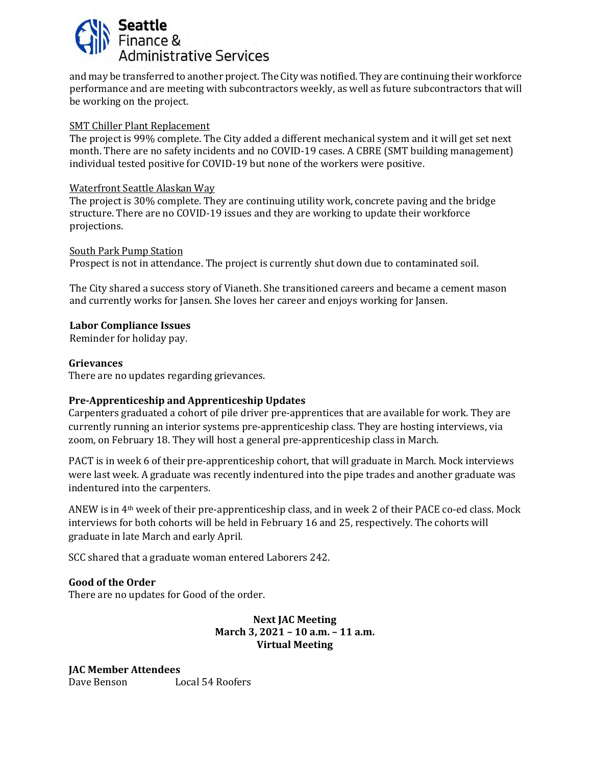and may be transferred to another project. The City was notified. They are continuing their workforce performance and are meeting with subcontractors weekly, as well as future subcontractors that will be working on the project.

SMT Chiller Plant Replacement
The project is 99% complete. The City added a different mechanical system and it will get set next month. There are no safety incidents and no COVID-19 cases. A CBRE (SMT building management) individual tested positive for COVID-19 but none of the workers were positive.

Waterfront Seattle Alaskan Way
The project is 30% complete. They are continuing utility work, concrete paving and the bridge structure. There are no COVID-19 issues and they are working to update their workforce projections.

South Park Pump Station
Prospect is not in attendance. The project is currently shut down due to contaminated soil.

The City shared a success story of Vianeth. She transitioned careers and became a cement mason and currently works for Jansen. She loves her career and enjoys working for Jansen.

**Labor Compliance Issues**
Reminder for holiday pay.

**Grievances**
There are no updates regarding grievances.

**Pre-Apprenticeship and Apprenticeship Updates**
Carpenters graduated a cohort of pile driver pre-apprentices that are available for work. They are currently running an interior systems pre-apprenticeship class. They are hosting interviews, via zoom, on February 18. They will host a general pre-apprenticeship class in March.

PACT is in week 6 of their pre-apprenticeship cohort, that will graduate in March. Mock interviews were last week. A graduate was recently indentured into the pipe trades and another graduate was indentured into the carpenters.

ANEW is in 4th week of their pre-apprenticeship class, and in week 2 of their PACE co-ed class. Mock interviews for both cohorts will be held in February 16 and 25, respectively. The cohorts will graduate in late March and early April.

SCC shared that a graduate woman entered Laborers 242.

**Good of the Order**
There are no updates for Good of the order.

**Next JAC Meeting**
**March 3, 2021 – 10 a.m. – 11 a.m.**
**Virtual Meeting**

**JAC Member Attendees**

| | |
|---|---|
| Dave Benson | Local 54 Roofers |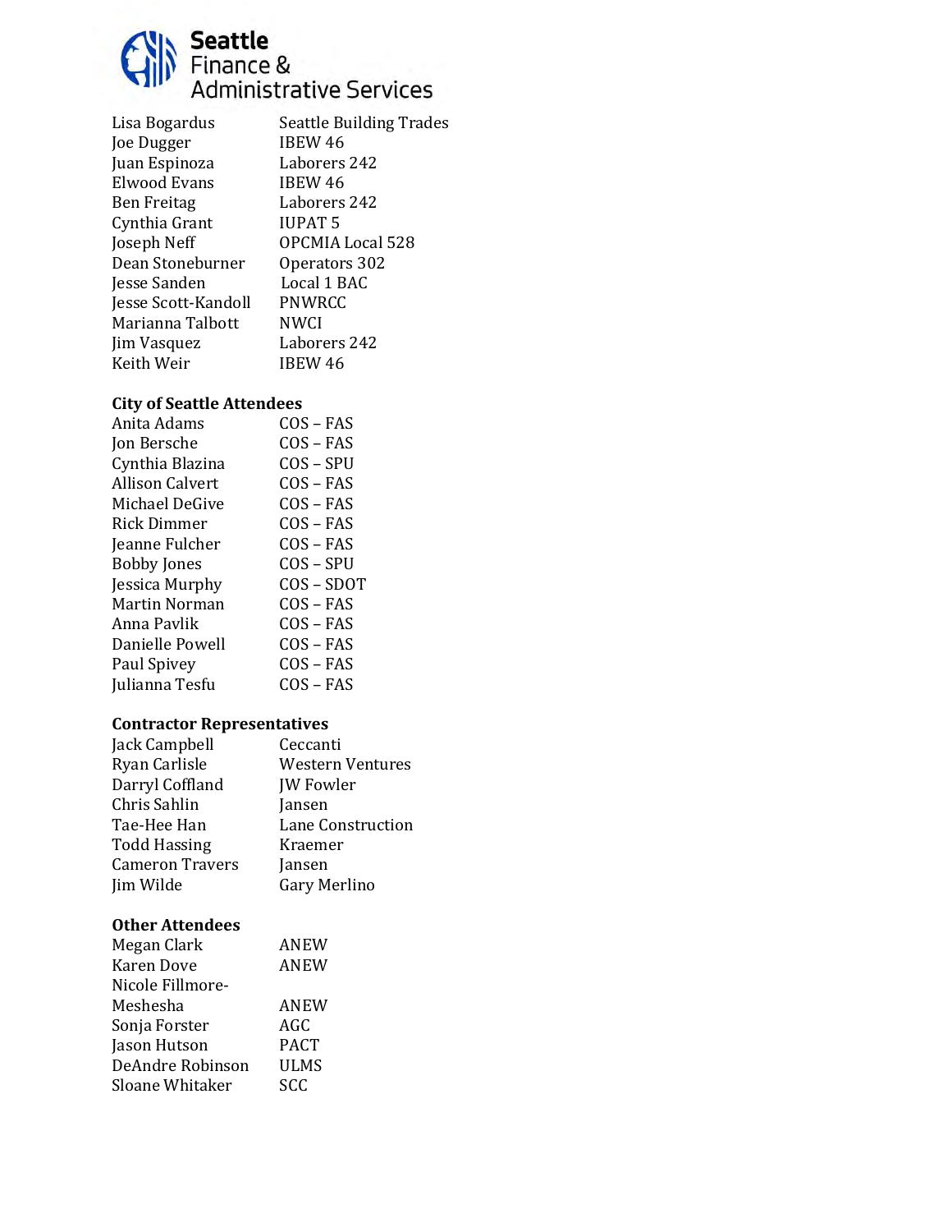Seattle Finance & Administrative Services

| | |
|---|---|
| Lisa Bogardus | Seattle Building Trades |
| Joe Dugger | IBEW 46 |
| Juan Espinoza | Laborers 242 |
| Elwood Evans | IBEW 46 |
| Ben Freitag | Laborers 242 |
| Cynthia Grant | IUPAT 5 |
| Joseph Neff | OPCMIA Local 528 |
| Dean Stoneburner | Operators 302 |
| Jesse Sanden | Local 1 BAC |
| Jesse Scott-Kandoll | PNWRCC |
| Marianna Talbott | NWCI |
| Jim Vasquez | Laborers 242 |
| Keith Weir | IBEW 46 |

**City of Seattle Attendees**

| | |
|---|---|
| Anita Adams | COS – FAS |
| Jon Bersche | COS – FAS |
| Cynthia Blazina | COS – SPU |
| Allison Calvert | COS – FAS |
| Michael DeGive | COS – FAS |
| Rick Dimmer | COS – FAS |
| Jeanne Fulcher | COS – FAS |
| Bobby Jones | COS – SPU |
| Jessica Murphy | COS – SDOT |
| Martin Norman | COS – FAS |
| Anna Pavlik | COS – FAS |
| Danielle Powell | COS – FAS |
| Paul Spivey | COS – FAS |
| Julianna Tesfu | COS – FAS |

**Contractor Representatives**

| | |
|---|---|
| Jack Campbell | Ceccanti |
| Ryan Carlisle | Western Ventures |
| Darryl Coffland | JW Fowler |
| Chris Sahlin | Jansen |
| Tae-Hee Han | Lane Construction |
| Todd Hassing | Kraemer |
| Cameron Travers | Jansen |
| Jim Wilde | Gary Merlino |

**Other Attendees**

| | |
|---|---|
| Megan Clark | ANEW |
| Karen Dove | ANEW |
| Nicole Fillmore-Meshesha | ANEW |
| Sonja Forster | AGC |
| Jason Hutson | PACT |
| DeAndre Robinson | ULMS |
| Sloane Whitaker | SCC |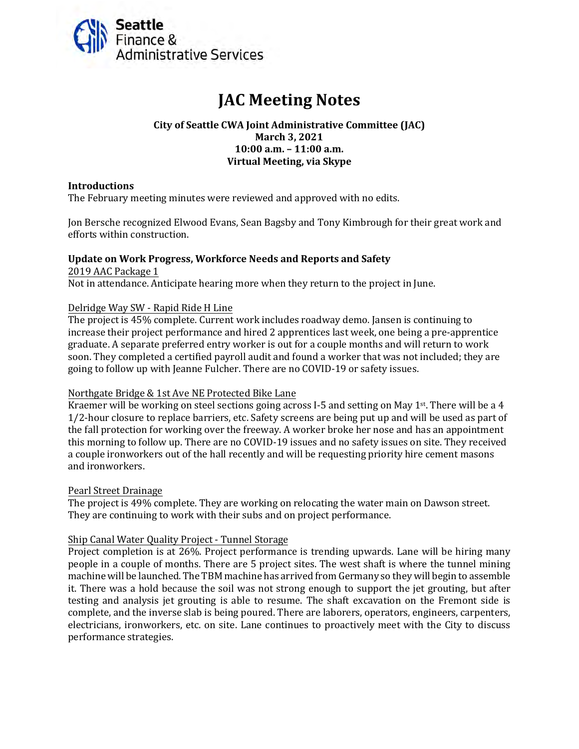Seattle Finance & Administrative Services

# JAC Meeting Notes

**City of Seattle CWA Joint Administrative Committee (JAC)**
**March 3, 2021**
**10:00 a.m. – 11:00 a.m.**
**Virtual Meeting, via Skype**

### Introductions

The February meeting minutes were reviewed and approved with no edits.

Jon Bersche recognized Elwood Evans, Sean Bagsby and Tony Kimbrough for their great work and efforts within construction.

### Update on Work Progress, Workforce Needs and Reports and Safety

2019 AAC Package 1

Not in attendance. Anticipate hearing more when they return to the project in June.

Delridge Way SW - Rapid Ride H Line

The project is 45% complete. Current work includes roadway demo. Jansen is continuing to increase their project performance and hired 2 apprentices last week, one being a pre-apprentice graduate. A separate preferred entry worker is out for a couple months and will return to work soon. They completed a certified payroll audit and found a worker that was not included; they are going to follow up with Jeanne Fulcher. There are no COVID-19 or safety issues.

Northgate Bridge & 1st Ave NE Protected Bike Lane

Kraemer will be working on steel sections going across I-5 and setting on May 1st. There will be a 4 1/2-hour closure to replace barriers, etc. Safety screens are being put up and will be used as part of the fall protection for working over the freeway. A worker broke her nose and has an appointment this morning to follow up. There are no COVID-19 issues and no safety issues on site. They received a couple ironworkers out of the hall recently and will be requesting priority hire cement masons and ironworkers.

Pearl Street Drainage

The project is 49% complete. They are working on relocating the water main on Dawson street. They are continuing to work with their subs and on project performance.

Ship Canal Water Quality Project - Tunnel Storage

Project completion is at 26%. Project performance is trending upwards. Lane will be hiring many people in a couple of months. There are 5 project sites. The west shaft is where the tunnel mining machine will be launched. The TBM machine has arrived from Germany so they will begin to assemble it. There was a hold because the soil was not strong enough to support the jet grouting, but after testing and analysis jet grouting is able to resume. The shaft excavation on the Fremont side is complete, and the inverse slab is being poured. There are laborers, operators, engineers, carpenters, electricians, ironworkers, etc. on site. Lane continues to proactively meet with the City to discuss performance strategies.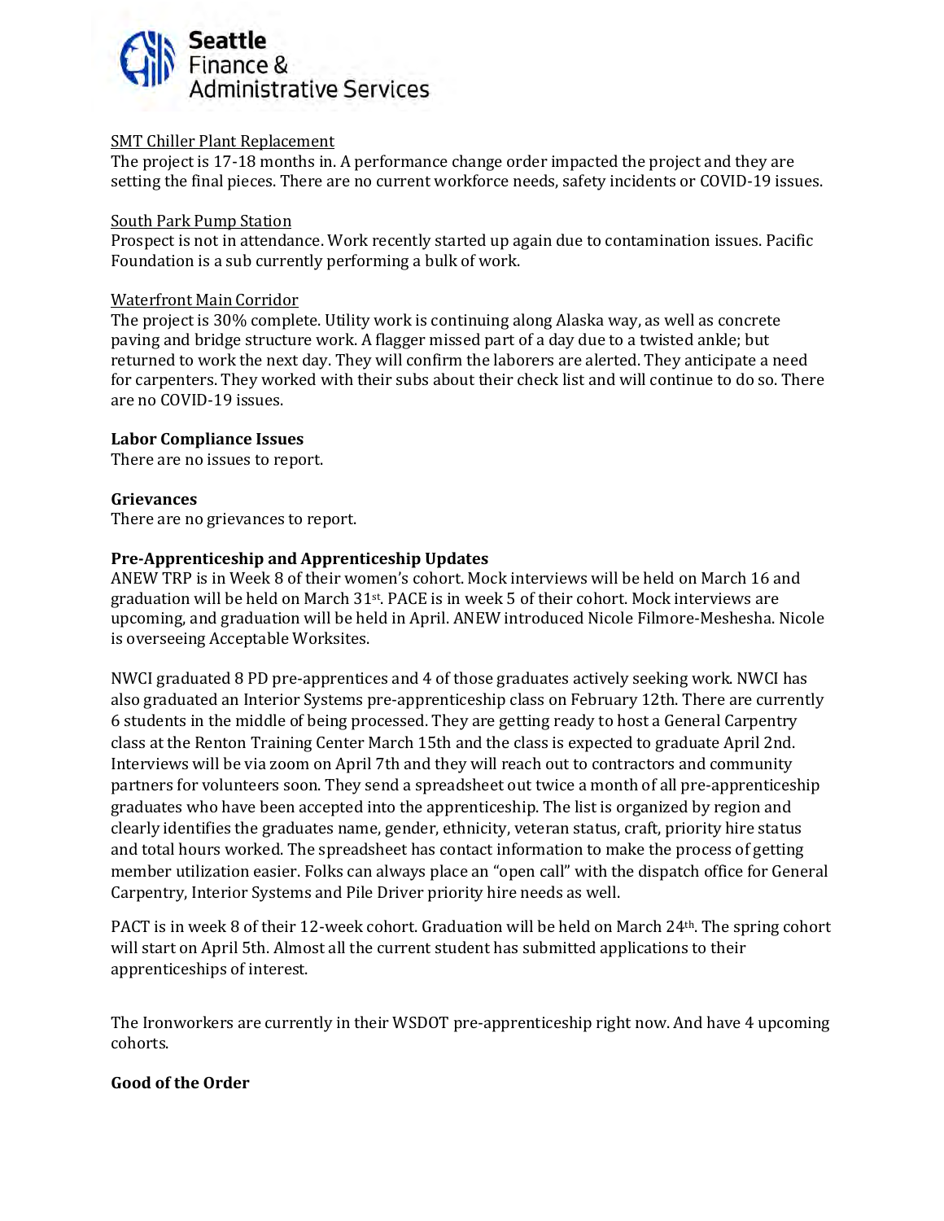SMT Chiller Plant Replacement

The project is 17-18 months in. A performance change order impacted the project and they are setting the final pieces. There are no current workforce needs, safety incidents or COVID-19 issues.

South Park Pump Station

Prospect is not in attendance. Work recently started up again due to contamination issues. Pacific Foundation is a sub currently performing a bulk of work.

Waterfront Main Corridor

The project is 30% complete. Utility work is continuing along Alaska way, as well as concrete paving and bridge structure work. A flagger missed part of a day due to a twisted ankle; but returned to work the next day. They will confirm the laborers are alerted. They anticipate a need for carpenters. They worked with their subs about their check list and will continue to do so. There are no COVID-19 issues.

**Labor Compliance Issues**

There are no issues to report.

**Grievances**

There are no grievances to report.

**Pre-Apprenticeship and Apprenticeship Updates**

ANEW TRP is in Week 8 of their women's cohort. Mock interviews will be held on March 16 and graduation will be held on March 31st. PACE is in week 5 of their cohort. Mock interviews are upcoming, and graduation will be held in April. ANEW introduced Nicole Filmore-Meshesha. Nicole is overseeing Acceptable Worksites.

NWCI graduated 8 PD pre-apprentices and 4 of those graduates actively seeking work. NWCI has also graduated an Interior Systems pre-apprenticeship class on February 12th. There are currently 6 students in the middle of being processed. They are getting ready to host a General Carpentry class at the Renton Training Center March 15th and the class is expected to graduate April 2nd. Interviews will be via zoom on April 7th and they will reach out to contractors and community partners for volunteers soon. They send a spreadsheet out twice a month of all pre-apprenticeship graduates who have been accepted into the apprenticeship. The list is organized by region and clearly identifies the graduates name, gender, ethnicity, veteran status, craft, priority hire status and total hours worked. The spreadsheet has contact information to make the process of getting member utilization easier. Folks can always place an "open call" with the dispatch office for General Carpentry, Interior Systems and Pile Driver priority hire needs as well.

PACT is in week 8 of their 12-week cohort. Graduation will be held on March 24th. The spring cohort will start on April 5th. Almost all the current student has submitted applications to their apprenticeships of interest.

The Ironworkers are currently in their WSDOT pre-apprenticeship right now. And have 4 upcoming cohorts.

**Good of the Order**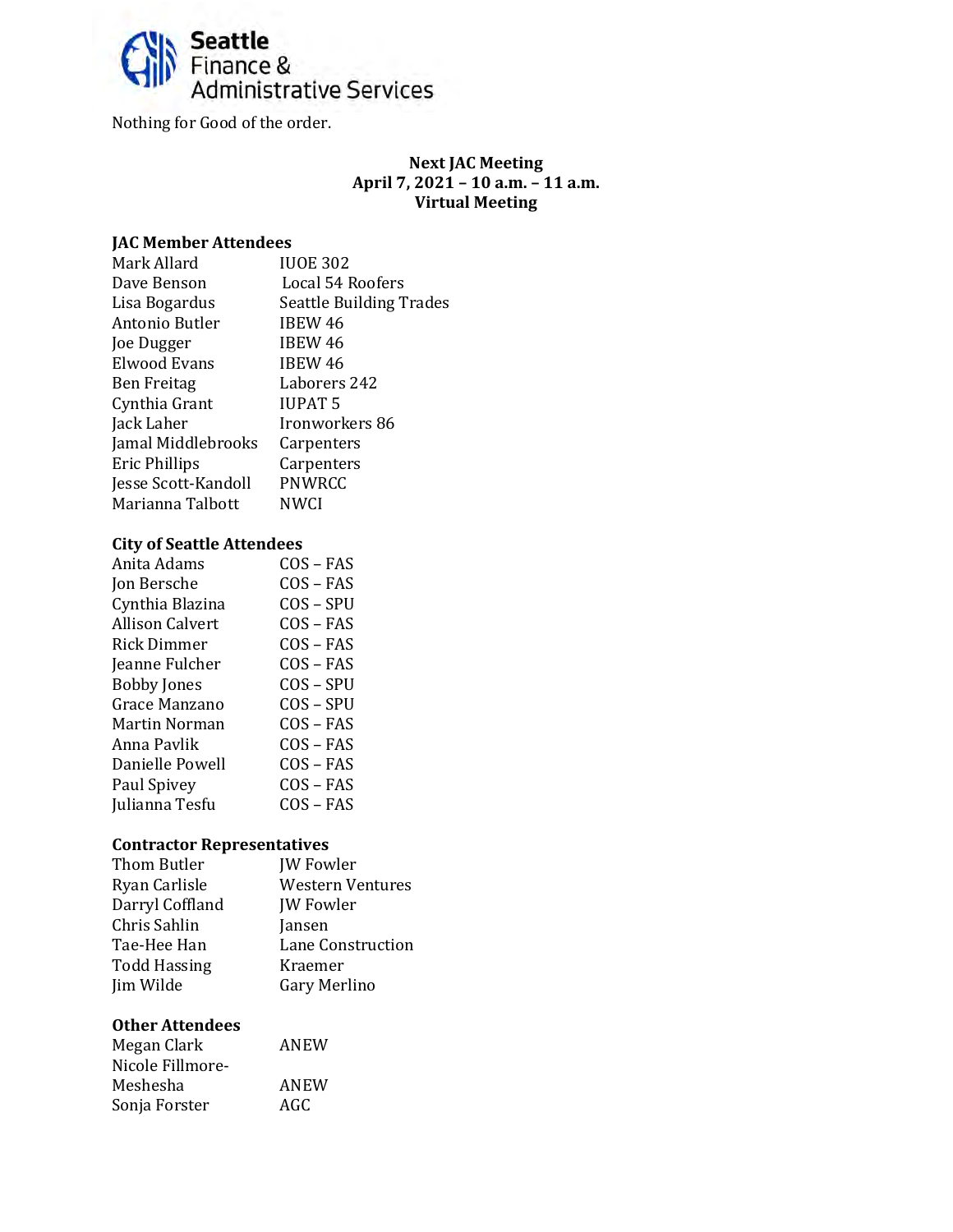Nothing for Good of the order.

**Next JAC Meeting**
**April 7, 2021 – 10 a.m. – 11 a.m.**
**Virtual Meeting**

**JAC Member Attendees**

| | |
|---|---|
| Mark Allard | IUOE 302 |
| Dave Benson | Local 54 Roofers |
| Lisa Bogardus | Seattle Building Trades |
| Antonio Butler | IBEW 46 |
| Joe Dugger | IBEW 46 |
| Elwood Evans | IBEW 46 |
| Ben Freitag | Laborers 242 |
| Cynthia Grant | IUPAT 5 |
| Jack Laher | Ironworkers 86 |
| Jamal Middlebrooks | Carpenters |
| Eric Phillips | Carpenters |
| Jesse Scott-Kandoll | PNWRCC |
| Marianna Talbott | NWCI |

**City of Seattle Attendees**

| | |
|---|---|
| Anita Adams | COS – FAS |
| Jon Bersche | COS – FAS |
| Cynthia Blazina | COS – SPU |
| Allison Calvert | COS – FAS |
| Rick Dimmer | COS – FAS |
| Jeanne Fulcher | COS – FAS |
| Bobby Jones | COS – SPU |
| Grace Manzano | COS – SPU |
| Martin Norman | COS – FAS |
| Anna Pavlik | COS – FAS |
| Danielle Powell | COS – FAS |
| Paul Spivey | COS – FAS |
| Julianna Tesfu | COS – FAS |

**Contractor Representatives**

| | |
|---|---|
| Thom Butler | JW Fowler |
| Ryan Carlisle | Western Ventures |
| Darryl Coffland | JW Fowler |
| Chris Sahlin | Jansen |
| Tae-Hee Han | Lane Construction |
| Todd Hassing | Kraemer |
| Jim Wilde | Gary Merlino |

**Other Attendees**

| | |
|---|---|
| Megan Clark | ANEW |
| Nicole Fillmore-Meshesha | ANEW |
| Sonja Forster | AGC |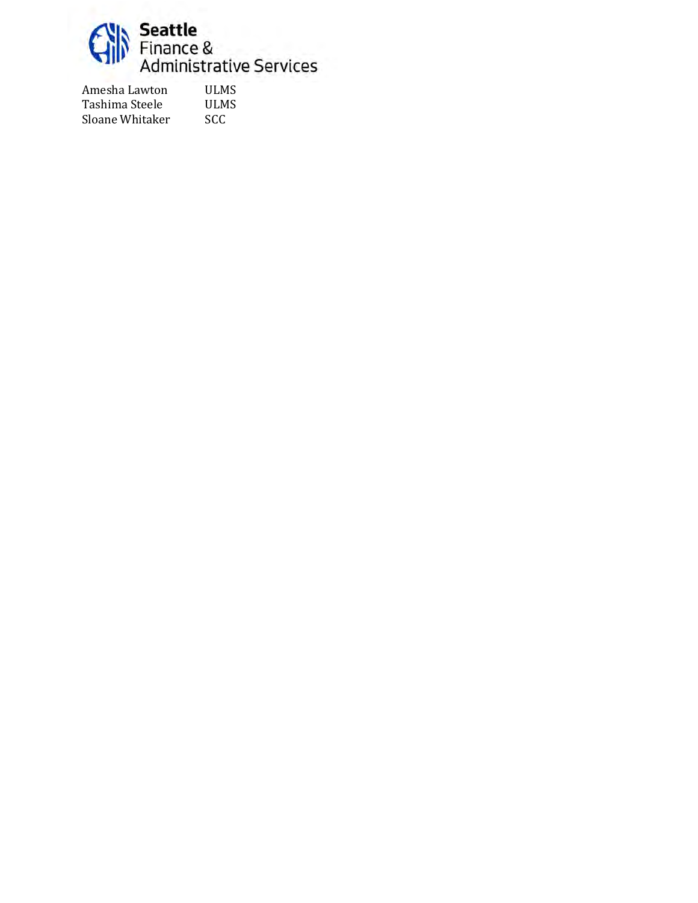| | |
|---|---|
| Amesha Lawton | ULMS |
| Tashima Steele | ULMS |
| Sloane Whitaker | SCC |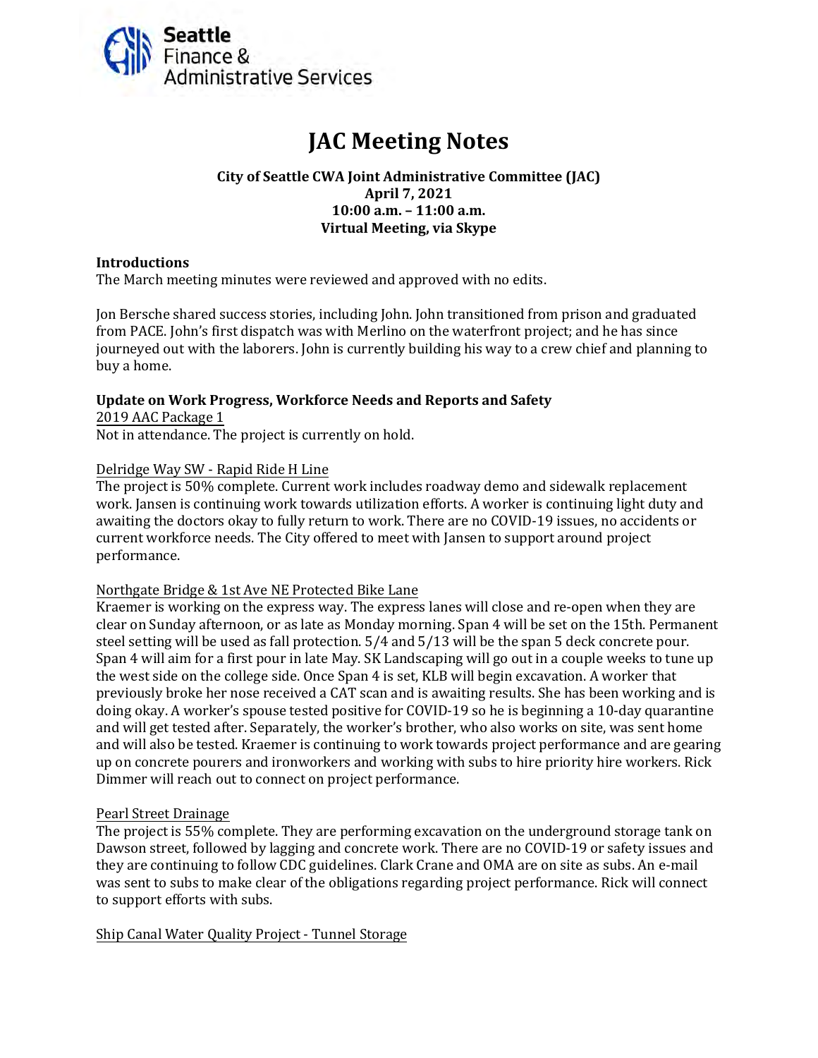# JAC Meeting Notes

**City of Seattle CWA Joint Administrative Committee (JAC)**
**April 7, 2021**
**10:00 a.m. – 11:00 a.m.**
**Virtual Meeting, via Skype**

### Introductions

The March meeting minutes were reviewed and approved with no edits.

Jon Bersche shared success stories, including John. John transitioned from prison and graduated from PACE. John's first dispatch was with Merlino on the waterfront project; and he has since journeyed out with the laborers. John is currently building his way to a crew chief and planning to buy a home.

### Update on Work Progress, Workforce Needs and Reports and Safety

2019 AAC Package 1

Not in attendance. The project is currently on hold.

Delridge Way SW - Rapid Ride H Line

The project is 50% complete. Current work includes roadway demo and sidewalk replacement work. Jansen is continuing work towards utilization efforts. A worker is continuing light duty and awaiting the doctors okay to fully return to work. There are no COVID-19 issues, no accidents or current workforce needs. The City offered to meet with Jansen to support around project performance.

Northgate Bridge & 1st Ave NE Protected Bike Lane

Kraemer is working on the express way. The express lanes will close and re-open when they are clear on Sunday afternoon, or as late as Monday morning. Span 4 will be set on the 15th. Permanent steel setting will be used as fall protection. 5/4 and 5/13 will be the span 5 deck concrete pour. Span 4 will aim for a first pour in late May. SK Landscaping will go out in a couple weeks to tune up the west side on the college side. Once Span 4 is set, KLB will begin excavation. A worker that previously broke her nose received a CAT scan and is awaiting results. She has been working and is doing okay. A worker's spouse tested positive for COVID-19 so he is beginning a 10-day quarantine and will get tested after. Separately, the worker's brother, who also works on site, was sent home and will also be tested. Kraemer is continuing to work towards project performance and are gearing up on concrete pourers and ironworkers and working with subs to hire priority hire workers. Rick Dimmer will reach out to connect on project performance.

Pearl Street Drainage

The project is 55% complete. They are performing excavation on the underground storage tank on Dawson street, followed by lagging and concrete work. There are no COVID-19 or safety issues and they are continuing to follow CDC guidelines. Clark Crane and OMA are on site as subs. An e-mail was sent to subs to make clear of the obligations regarding project performance. Rick will connect to support efforts with subs.

Ship Canal Water Quality Project - Tunnel Storage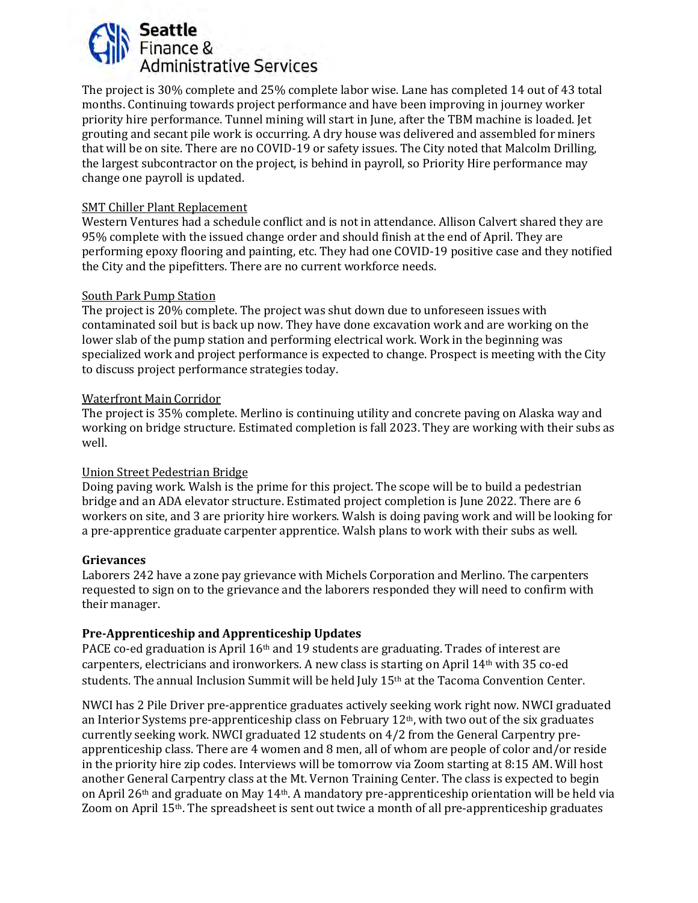The project is 30% complete and 25% complete labor wise. Lane has completed 14 out of 43 total months. Continuing towards project performance and have been improving in journey worker priority hire performance. Tunnel mining will start in June, after the TBM machine is loaded. Jet grouting and secant pile work is occurring. A dry house was delivered and assembled for miners that will be on site. There are no COVID-19 or safety issues. The City noted that Malcolm Drilling, the largest subcontractor on the project, is behind in payroll, so Priority Hire performance may change one payroll is updated.

SMT Chiller Plant Replacement

Western Ventures had a schedule conflict and is not in attendance. Allison Calvert shared they are 95% complete with the issued change order and should finish at the end of April. They are performing epoxy flooring and painting, etc. They had one COVID-19 positive case and they notified the City and the pipefitters. There are no current workforce needs.

South Park Pump Station

The project is 20% complete. The project was shut down due to unforeseen issues with contaminated soil but is back up now. They have done excavation work and are working on the lower slab of the pump station and performing electrical work. Work in the beginning was specialized work and project performance is expected to change. Prospect is meeting with the City to discuss project performance strategies today.

Waterfront Main Corridor

The project is 35% complete. Merlino is continuing utility and concrete paving on Alaska way and working on bridge structure. Estimated completion is fall 2023. They are working with their subs as well.

Union Street Pedestrian Bridge

Doing paving work. Walsh is the prime for this project. The scope will be to build a pedestrian bridge and an ADA elevator structure. Estimated project completion is June 2022. There are 6 workers on site, and 3 are priority hire workers. Walsh is doing paving work and will be looking for a pre-apprentice graduate carpenter apprentice. Walsh plans to work with their subs as well.

**Grievances**

Laborers 242 have a zone pay grievance with Michels Corporation and Merlino. The carpenters requested to sign on to the grievance and the laborers responded they will need to confirm with their manager.

**Pre-Apprenticeship and Apprenticeship Updates**

PACE co-ed graduation is April 16th and 19 students are graduating. Trades of interest are carpenters, electricians and ironworkers. A new class is starting on April 14th with 35 co-ed students. The annual Inclusion Summit will be held July 15th at the Tacoma Convention Center.

NWCI has 2 Pile Driver pre-apprentice graduates actively seeking work right now. NWCI graduated an Interior Systems pre-apprenticeship class on February 12th, with two out of the six graduates currently seeking work. NWCI graduated 12 students on 4/2 from the General Carpentry pre-apprenticeship class. There are 4 women and 8 men, all of whom are people of color and/or reside in the priority hire zip codes. Interviews will be tomorrow via Zoom starting at 8:15 AM. Will host another General Carpentry class at the Mt. Vernon Training Center. The class is expected to begin on April 26th and graduate on May 14th. A mandatory pre-apprenticeship orientation will be held via Zoom on April 15th. The spreadsheet is sent out twice a month of all pre-apprenticeship graduates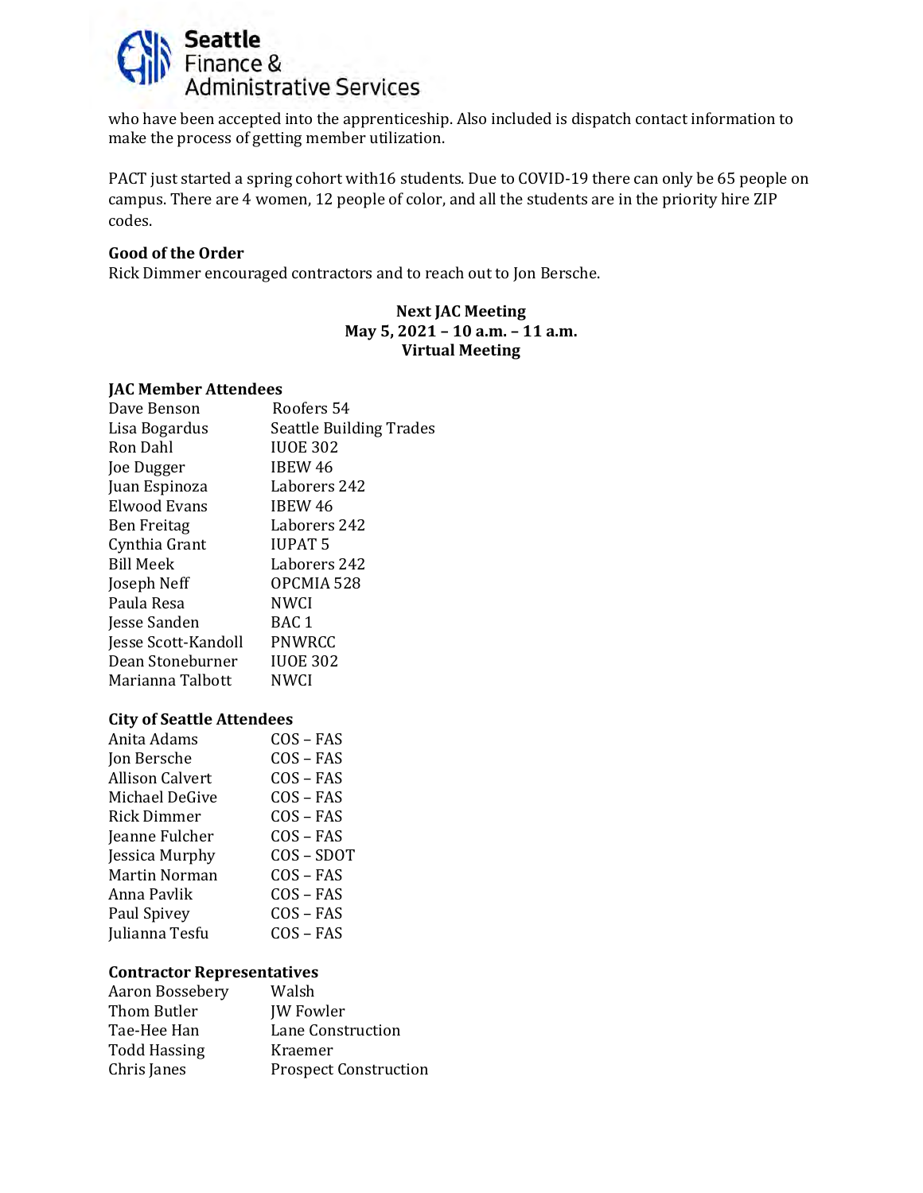who have been accepted into the apprenticeship. Also included is dispatch contact information to make the process of getting member utilization.

PACT just started a spring cohort with16 students. Due to COVID-19 there can only be 65 people on campus. There are 4 women, 12 people of color, and all the students are in the priority hire ZIP codes.

**Good of the Order**

Rick Dimmer encouraged contractors and to reach out to Jon Bersche.

**Next JAC Meeting**
**May 5, 2021 – 10 a.m. – 11 a.m.**
**Virtual Meeting**

**JAC Member Attendees**

| | |
|---|---|
| Dave Benson | Roofers 54 |
| Lisa Bogardus | Seattle Building Trades |
| Ron Dahl | IUOE 302 |
| Joe Dugger | IBEW 46 |
| Juan Espinoza | Laborers 242 |
| Elwood Evans | IBEW 46 |
| Ben Freitag | Laborers 242 |
| Cynthia Grant | IUPAT 5 |
| Bill Meek | Laborers 242 |
| Joseph Neff | OPCMIA 528 |
| Paula Resa | NWCI |
| Jesse Sanden | BAC 1 |
| Jesse Scott-Kandoll | PNWRCC |
| Dean Stoneburner | IUOE 302 |
| Marianna Talbott | NWCI |

**City of Seattle Attendees**

| | |
|---|---|
| Anita Adams | COS – FAS |
| Jon Bersche | COS – FAS |
| Allison Calvert | COS – FAS |
| Michael DeGive | COS – FAS |
| Rick Dimmer | COS – FAS |
| Jeanne Fulcher | COS – FAS |
| Jessica Murphy | COS – SDOT |
| Martin Norman | COS – FAS |
| Anna Pavlik | COS – FAS |
| Paul Spivey | COS – FAS |
| Julianna Tesfu | COS – FAS |

**Contractor Representatives**

| | |
|---|---|
| Aaron Bossebery | Walsh |
| Thom Butler | JW Fowler |
| Tae-Hee Han | Lane Construction |
| Todd Hassing | Kraemer |
| Chris Janes | Prospect Construction |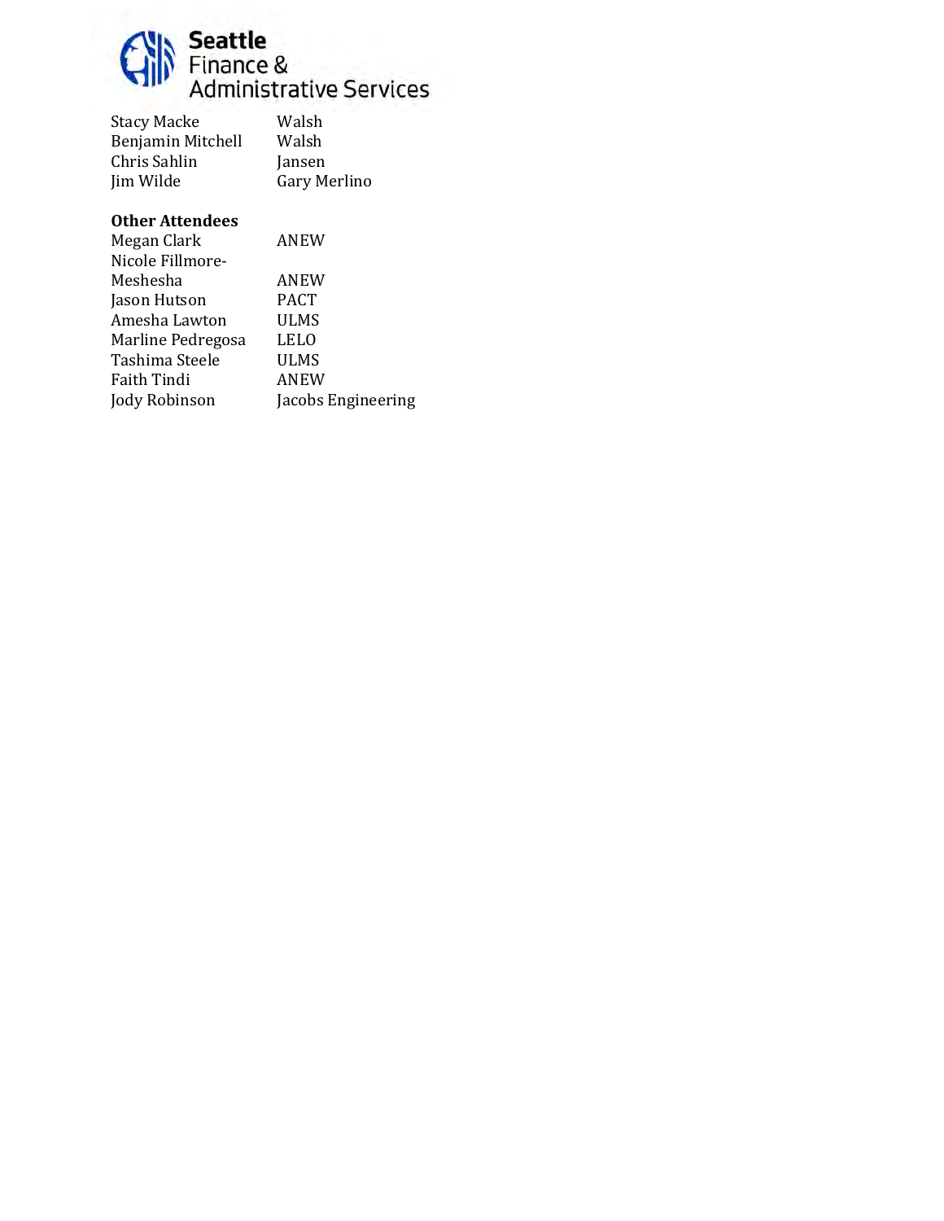| | |
|---|---|
| Stacy Macke | Walsh |
| Benjamin Mitchell | Walsh |
| Chris Sahlin | Jansen |
| Jim Wilde | Gary Merlino |

**Other Attendees**

| | |
|---|---|
| Megan Clark | ANEW |
| Nicole Fillmore-Meshesha | ANEW |
| Jason Hutson | PACT |
| Amesha Lawton | ULMS |
| Marline Pedregosa | LELO |
| Tashima Steele | ULMS |
| Faith Tindi | ANEW |
| Jody Robinson | Jacobs Engineering |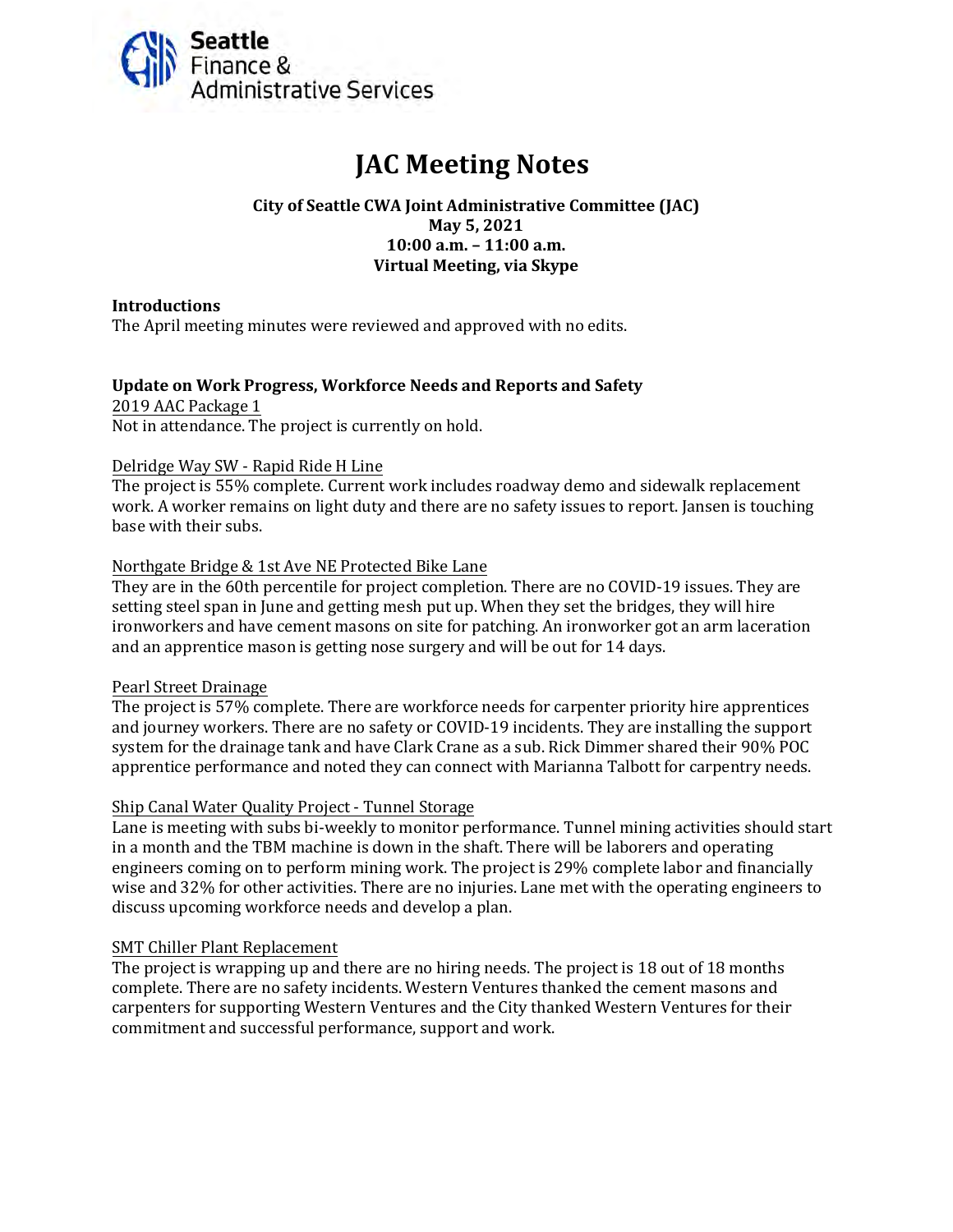# JAC Meeting Notes

**City of Seattle CWA Joint Administrative Committee (JAC)**
**May 5, 2021**
**10:00 a.m. – 11:00 a.m.**
**Virtual Meeting, via Skype**

**Introductions**

The April meeting minutes were reviewed and approved with no edits.

**Update on Work Progress, Workforce Needs and Reports and Safety**

2019 AAC Package 1

Not in attendance. The project is currently on hold.

Delridge Way SW - Rapid Ride H Line

The project is 55% complete. Current work includes roadway demo and sidewalk replacement work. A worker remains on light duty and there are no safety issues to report. Jansen is touching base with their subs.

Northgate Bridge & 1st Ave NE Protected Bike Lane

They are in the 60th percentile for project completion. There are no COVID-19 issues. They are setting steel span in June and getting mesh put up. When they set the bridges, they will hire ironworkers and have cement masons on site for patching. An ironworker got an arm laceration and an apprentice mason is getting nose surgery and will be out for 14 days.

Pearl Street Drainage

The project is 57% complete. There are workforce needs for carpenter priority hire apprentices and journey workers. There are no safety or COVID-19 incidents. They are installing the support system for the drainage tank and have Clark Crane as a sub. Rick Dimmer shared their 90% POC apprentice performance and noted they can connect with Marianna Talbott for carpentry needs.

Ship Canal Water Quality Project - Tunnel Storage

Lane is meeting with subs bi-weekly to monitor performance. Tunnel mining activities should start in a month and the TBM machine is down in the shaft. There will be laborers and operating engineers coming on to perform mining work. The project is 29% complete labor and financially wise and 32% for other activities. There are no injuries. Lane met with the operating engineers to discuss upcoming workforce needs and develop a plan.

SMT Chiller Plant Replacement

The project is wrapping up and there are no hiring needs. The project is 18 out of 18 months complete. There are no safety incidents. Western Ventures thanked the cement masons and carpenters for supporting Western Ventures and the City thanked Western Ventures for their commitment and successful performance, support and work.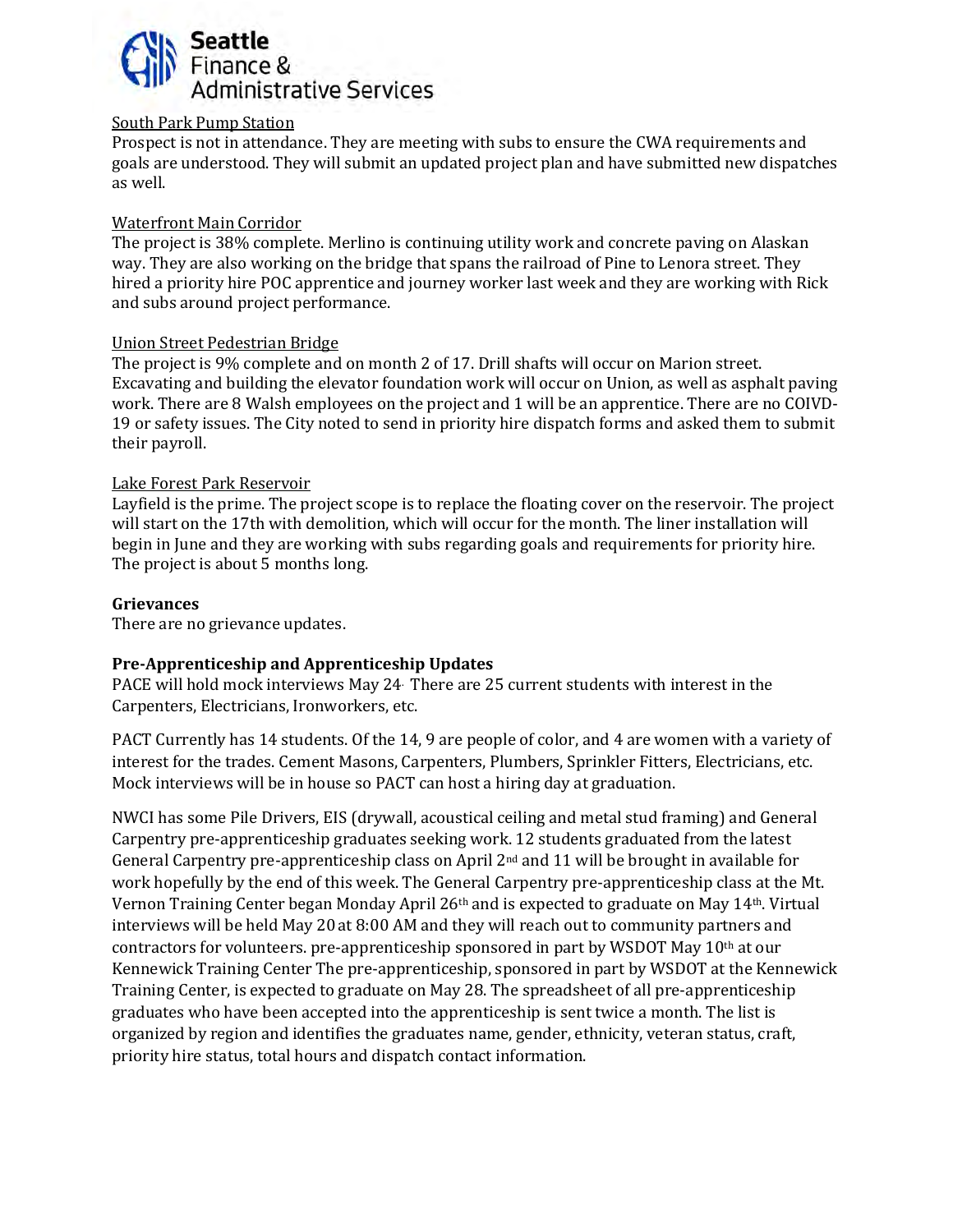Seattle Finance & Administrative Services

South Park Pump Station

Prospect is not in attendance. They are meeting with subs to ensure the CWA requirements and goals are understood. They will submit an updated project plan and have submitted new dispatches as well.

Waterfront Main Corridor

The project is 38% complete. Merlino is continuing utility work and concrete paving on Alaskan way. They are also working on the bridge that spans the railroad of Pine to Lenora street. They hired a priority hire POC apprentice and journey worker last week and they are working with Rick and subs around project performance.

Union Street Pedestrian Bridge

The project is 9% complete and on month 2 of 17. Drill shafts will occur on Marion street. Excavating and building the elevator foundation work will occur on Union, as well as asphalt paving work. There are 8 Walsh employees on the project and 1 will be an apprentice. There are no COIVD-19 or safety issues. The City noted to send in priority hire dispatch forms and asked them to submit their payroll.

Lake Forest Park Reservoir

Layfield is the prime. The project scope is to replace the floating cover on the reservoir. The project will start on the 17th with demolition, which will occur for the month. The liner installation will begin in June and they are working with subs regarding goals and requirements for priority hire. The project is about 5 months long.

**Grievances**

There are no grievance updates.

**Pre-Apprenticeship and Apprenticeship Updates**

PACE will hold mock interviews May 24. There are 25 current students with interest in the Carpenters, Electricians, Ironworkers, etc.

PACT Currently has 14 students. Of the 14, 9 are people of color, and 4 are women with a variety of interest for the trades. Cement Masons, Carpenters, Plumbers, Sprinkler Fitters, Electricians, etc. Mock interviews will be in house so PACT can host a hiring day at graduation.

NWCI has some Pile Drivers, EIS (drywall, acoustical ceiling and metal stud framing) and General Carpentry pre-apprenticeship graduates seeking work. 12 students graduated from the latest General Carpentry pre-apprenticeship class on April 2nd and 11 will be brought in available for work hopefully by the end of this week. The General Carpentry pre-apprenticeship class at the Mt. Vernon Training Center began Monday April 26th and is expected to graduate on May 14th. Virtual interviews will be held May 20 at 8:00 AM and they will reach out to community partners and contractors for volunteers. pre-apprenticeship sponsored in part by WSDOT May 10th at our Kennewick Training Center The pre-apprenticeship, sponsored in part by WSDOT at the Kennewick Training Center, is expected to graduate on May 28. The spreadsheet of all pre-apprenticeship graduates who have been accepted into the apprenticeship is sent twice a month. The list is organized by region and identifies the graduates name, gender, ethnicity, veteran status, craft, priority hire status, total hours and dispatch contact information.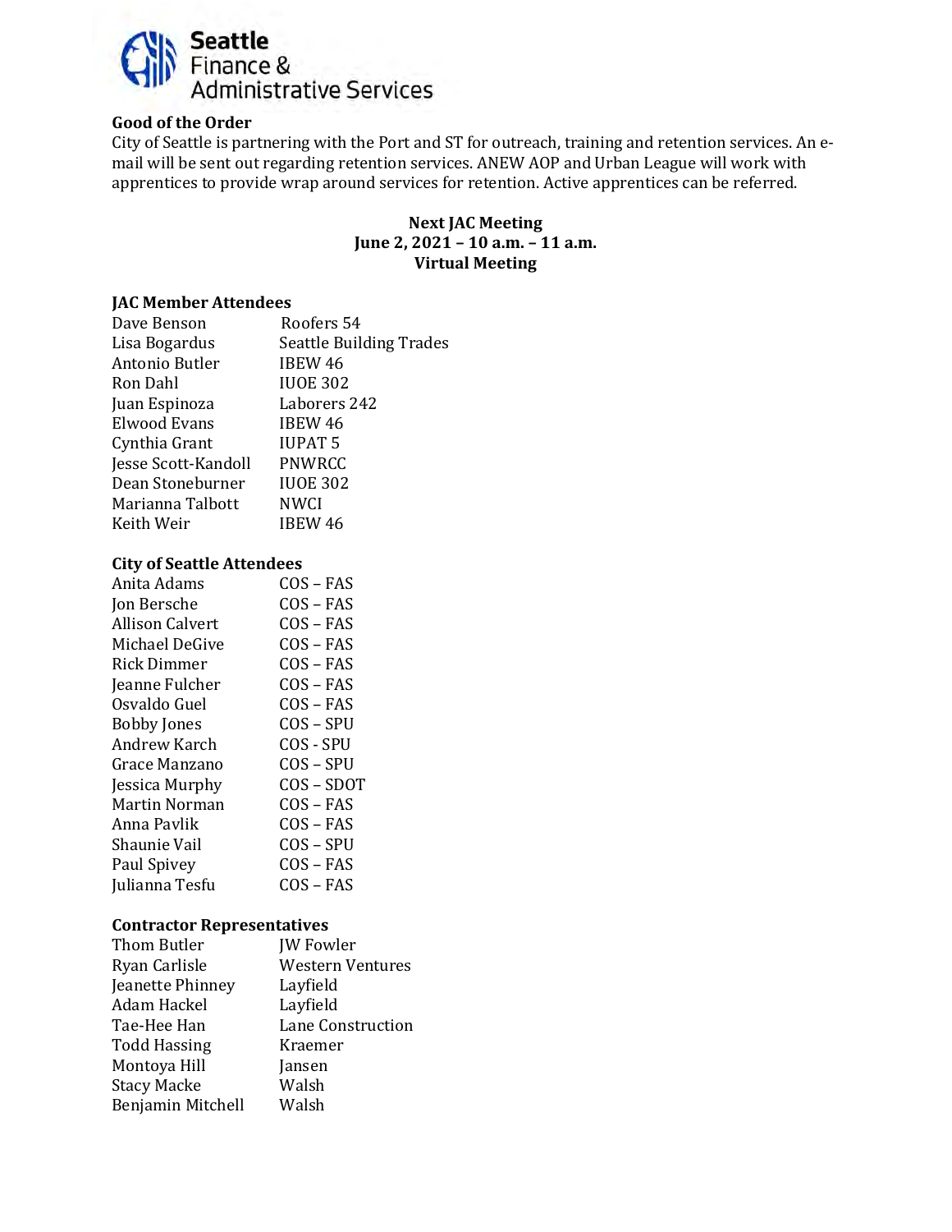## Good of the Order

City of Seattle is partnering with the Port and ST for outreach, training and retention services. An e-mail will be sent out regarding retention services. ANEW AOP and Urban League will work with apprentices to provide wrap around services for retention. Active apprentices can be referred.

**Next JAC Meeting**
**June 2, 2021 – 10 a.m. – 11 a.m.**
**Virtual Meeting**

### JAC Member Attendees

| | |
|---|---|
| Dave Benson | Roofers 54 |
| Lisa Bogardus | Seattle Building Trades |
| Antonio Butler | IBEW 46 |
| Ron Dahl | IUOE 302 |
| Juan Espinoza | Laborers 242 |
| Elwood Evans | IBEW 46 |
| Cynthia Grant | IUPAT 5 |
| Jesse Scott-Kandoll | PNWRCC |
| Dean Stoneburner | IUOE 302 |
| Marianna Talbott | NWCI |
| Keith Weir | IBEW 46 |

### City of Seattle Attendees

| | |
|---|---|
| Anita Adams | COS – FAS |
| Jon Bersche | COS – FAS |
| Allison Calvert | COS – FAS |
| Michael DeGive | COS – FAS |
| Rick Dimmer | COS – FAS |
| Jeanne Fulcher | COS – FAS |
| Osvaldo Guel | COS – FAS |
| Bobby Jones | COS – SPU |
| Andrew Karch | COS - SPU |
| Grace Manzano | COS – SPU |
| Jessica Murphy | COS – SDOT |
| Martin Norman | COS – FAS |
| Anna Pavlik | COS – FAS |
| Shaunie Vail | COS – SPU |
| Paul Spivey | COS – FAS |
| Julianna Tesfu | COS – FAS |

### Contractor Representatives

| | |
|---|---|
| Thom Butler | JW Fowler |
| Ryan Carlisle | Western Ventures |
| Jeanette Phinney | Layfield |
| Adam Hackel | Layfield |
| Tae-Hee Han | Lane Construction |
| Todd Hassing | Kraemer |
| Montoya Hill | Jansen |
| Stacy Macke | Walsh |
| Benjamin Mitchell | Walsh |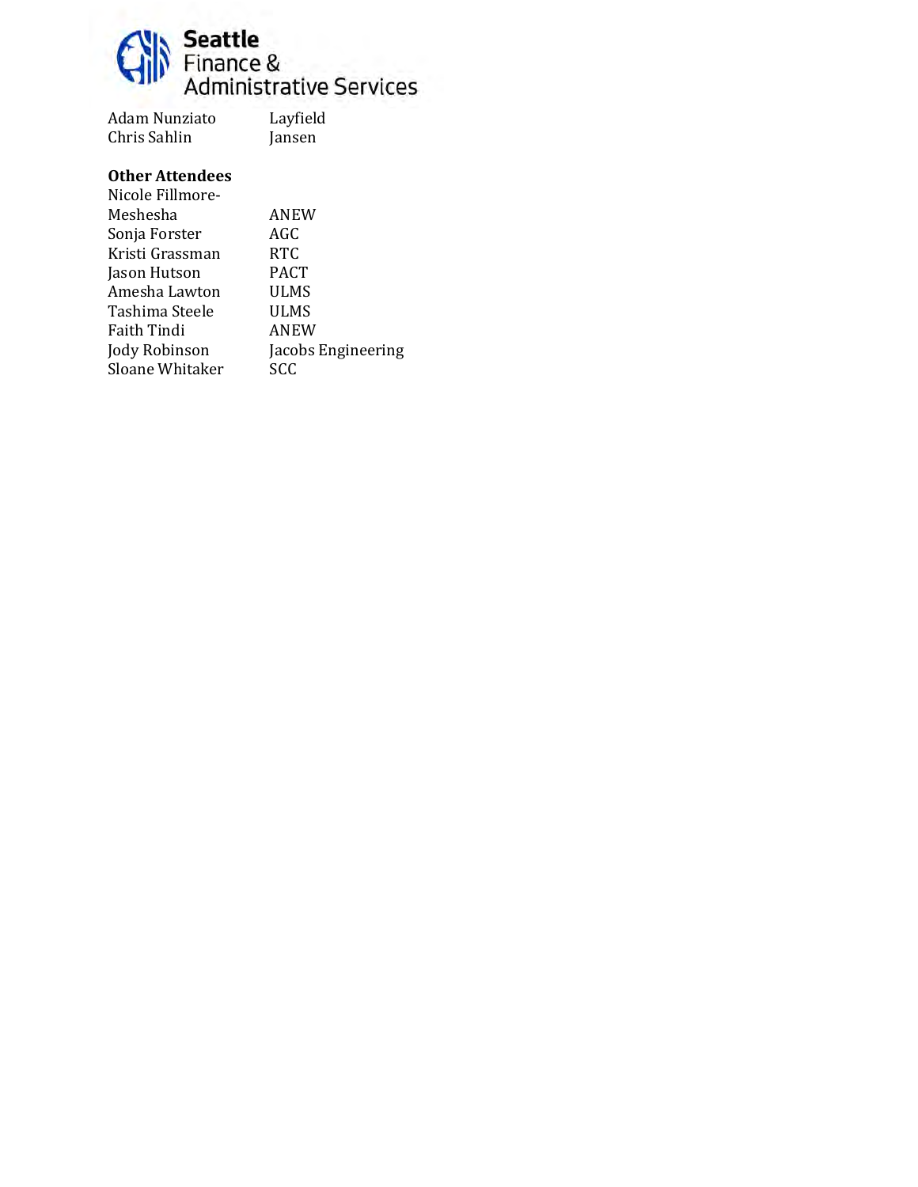| | |
|---|---|
| Adam Nunziato | Layfield |
| Chris Sahlin | Jansen |

**Other Attendees**

| | |
|---|---|
| Nicole Fillmore-Meshesha | ANEW |
| Sonja Forster | AGC |
| Kristi Grassman | RTC |
| Jason Hutson | PACT |
| Amesha Lawton | ULMS |
| Tashima Steele | ULMS |
| Faith Tindi | ANEW |
| Jody Robinson | Jacobs Engineering |
| Sloane Whitaker | SCC |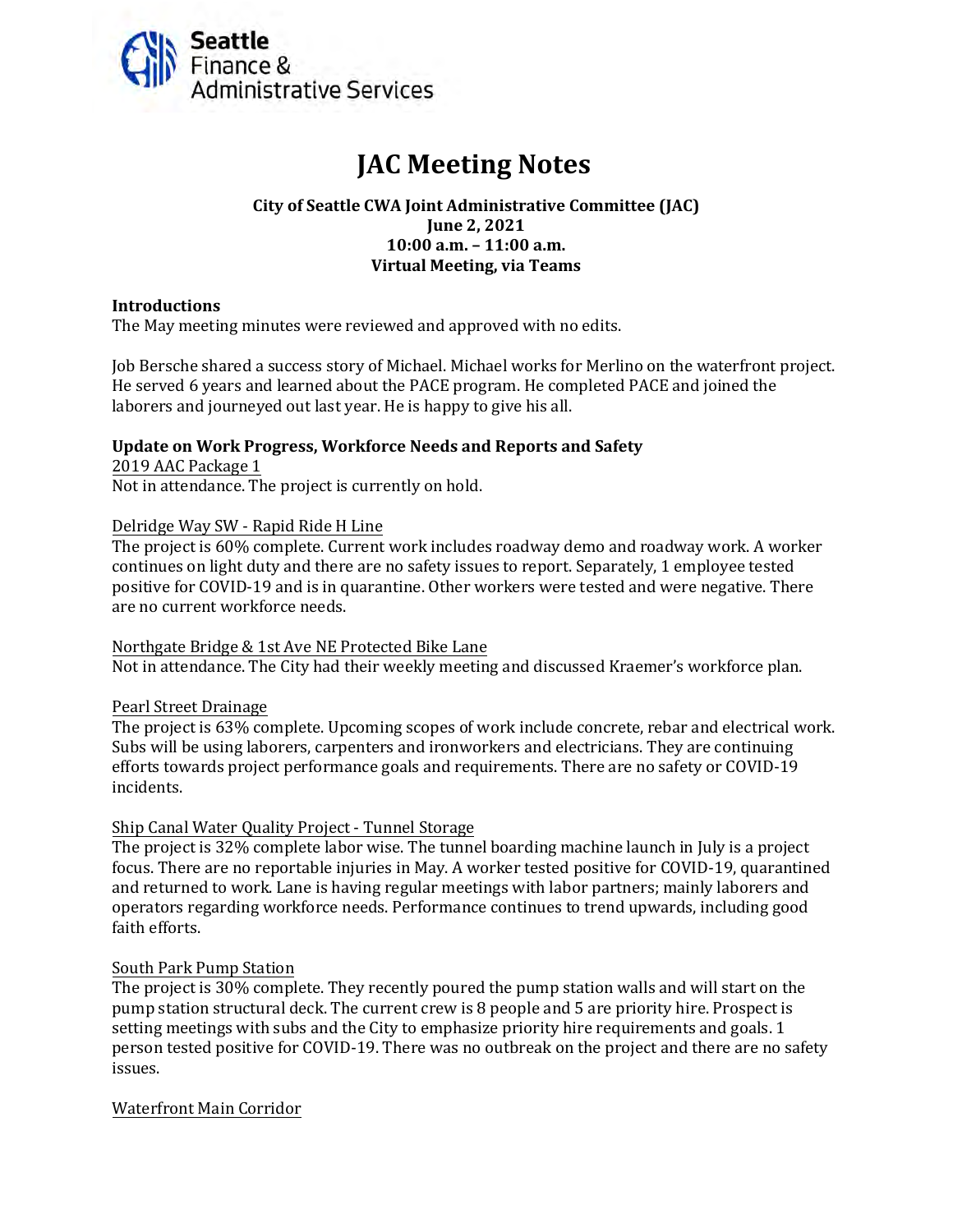# JAC Meeting Notes

**City of Seattle CWA Joint Administrative Committee (JAC)**
**June 2, 2021**
**10:00 a.m. – 11:00 a.m.**
**Virtual Meeting, via Teams**

**Introductions**

The May meeting minutes were reviewed and approved with no edits.

Job Bersche shared a success story of Michael. Michael works for Merlino on the waterfront project. He served 6 years and learned about the PACE program. He completed PACE and joined the laborers and journeyed out last year. He is happy to give his all.

**Update on Work Progress, Workforce Needs and Reports and Safety**

2019 AAC Package 1

Not in attendance. The project is currently on hold.

Delridge Way SW - Rapid Ride H Line

The project is 60% complete. Current work includes roadway demo and roadway work. A worker continues on light duty and there are no safety issues to report. Separately, 1 employee tested positive for COVID-19 and is in quarantine. Other workers were tested and were negative. There are no current workforce needs.

Northgate Bridge & 1st Ave NE Protected Bike Lane

Not in attendance. The City had their weekly meeting and discussed Kraemer's workforce plan.

Pearl Street Drainage

The project is 63% complete. Upcoming scopes of work include concrete, rebar and electrical work. Subs will be using laborers, carpenters and ironworkers and electricians. They are continuing efforts towards project performance goals and requirements. There are no safety or COVID-19 incidents.

Ship Canal Water Quality Project - Tunnel Storage

The project is 32% complete labor wise. The tunnel boarding machine launch in July is a project focus. There are no reportable injuries in May. A worker tested positive for COVID-19, quarantined and returned to work. Lane is having regular meetings with labor partners; mainly laborers and operators regarding workforce needs. Performance continues to trend upwards, including good faith efforts.

South Park Pump Station

The project is 30% complete. They recently poured the pump station walls and will start on the pump station structural deck. The current crew is 8 people and 5 are priority hire. Prospect is setting meetings with subs and the City to emphasize priority hire requirements and goals. 1 person tested positive for COVID-19. There was no outbreak on the project and there are no safety issues.

Waterfront Main Corridor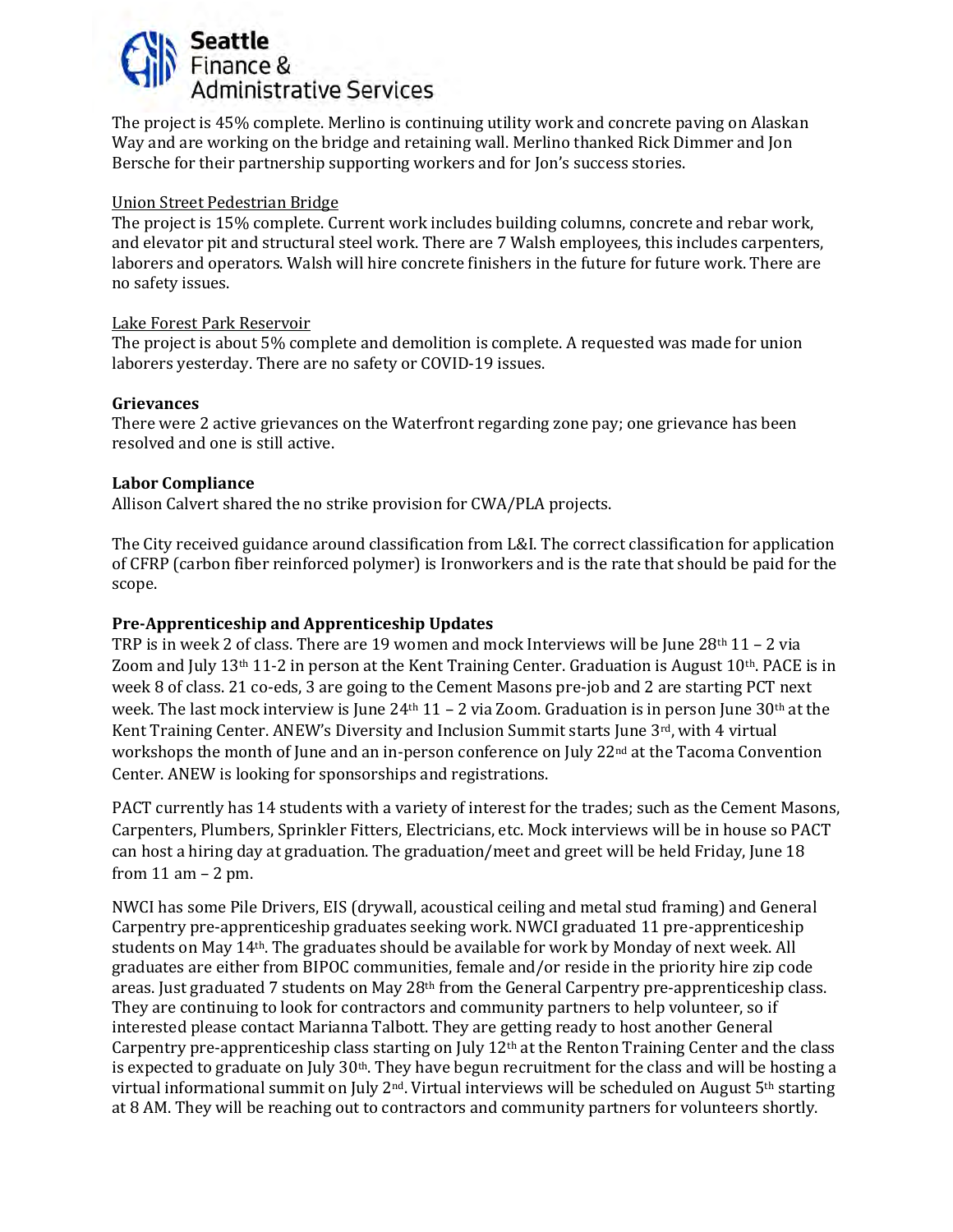The project is 45% complete. Merlino is continuing utility work and concrete paving on Alaskan Way and are working on the bridge and retaining wall. Merlino thanked Rick Dimmer and Jon Bersche for their partnership supporting workers and for Jon's success stories.

Union Street Pedestrian Bridge

The project is 15% complete. Current work includes building columns, concrete and rebar work, and elevator pit and structural steel work. There are 7 Walsh employees, this includes carpenters, laborers and operators. Walsh will hire concrete finishers in the future for future work. There are no safety issues.

Lake Forest Park Reservoir

The project is about 5% complete and demolition is complete. A requested was made for union laborers yesterday. There are no safety or COVID-19 issues.

**Grievances**

There were 2 active grievances on the Waterfront regarding zone pay; one grievance has been resolved and one is still active.

**Labor Compliance**

Allison Calvert shared the no strike provision for CWA/PLA projects.

The City received guidance around classification from L&I. The correct classification for application of CFRP (carbon fiber reinforced polymer) is Ironworkers and is the rate that should be paid for the scope.

**Pre-Apprenticeship and Apprenticeship Updates**

TRP is in week 2 of class. There are 19 women and mock Interviews will be June 28th 11 – 2 via Zoom and July 13th 11-2 in person at the Kent Training Center. Graduation is August 10th. PACE is in week 8 of class. 21 co-eds, 3 are going to the Cement Masons pre-job and 2 are starting PCT next week. The last mock interview is June 24th 11 – 2 via Zoom. Graduation is in person June 30th at the Kent Training Center. ANEW's Diversity and Inclusion Summit starts June 3rd, with 4 virtual workshops the month of June and an in-person conference on July 22nd at the Tacoma Convention Center. ANEW is looking for sponsorships and registrations.

PACT currently has 14 students with a variety of interest for the trades; such as the Cement Masons, Carpenters, Plumbers, Sprinkler Fitters, Electricians, etc. Mock interviews will be in house so PACT can host a hiring day at graduation. The graduation/meet and greet will be held Friday, June 18 from 11 am – 2 pm.

NWCI has some Pile Drivers, EIS (drywall, acoustical ceiling and metal stud framing) and General Carpentry pre-apprenticeship graduates seeking work. NWCI graduated 11 pre-apprenticeship students on May 14th. The graduates should be available for work by Monday of next week. All graduates are either from BIPOC communities, female and/or reside in the priority hire zip code areas. Just graduated 7 students on May 28th from the General Carpentry pre-apprenticeship class. They are continuing to look for contractors and community partners to help volunteer, so if interested please contact Marianna Talbott. They are getting ready to host another General Carpentry pre-apprenticeship class starting on July 12th at the Renton Training Center and the class is expected to graduate on July 30th. They have begun recruitment for the class and will be hosting a virtual informational summit on July 2nd. Virtual interviews will be scheduled on August 5th starting at 8 AM. They will be reaching out to contractors and community partners for volunteers shortly.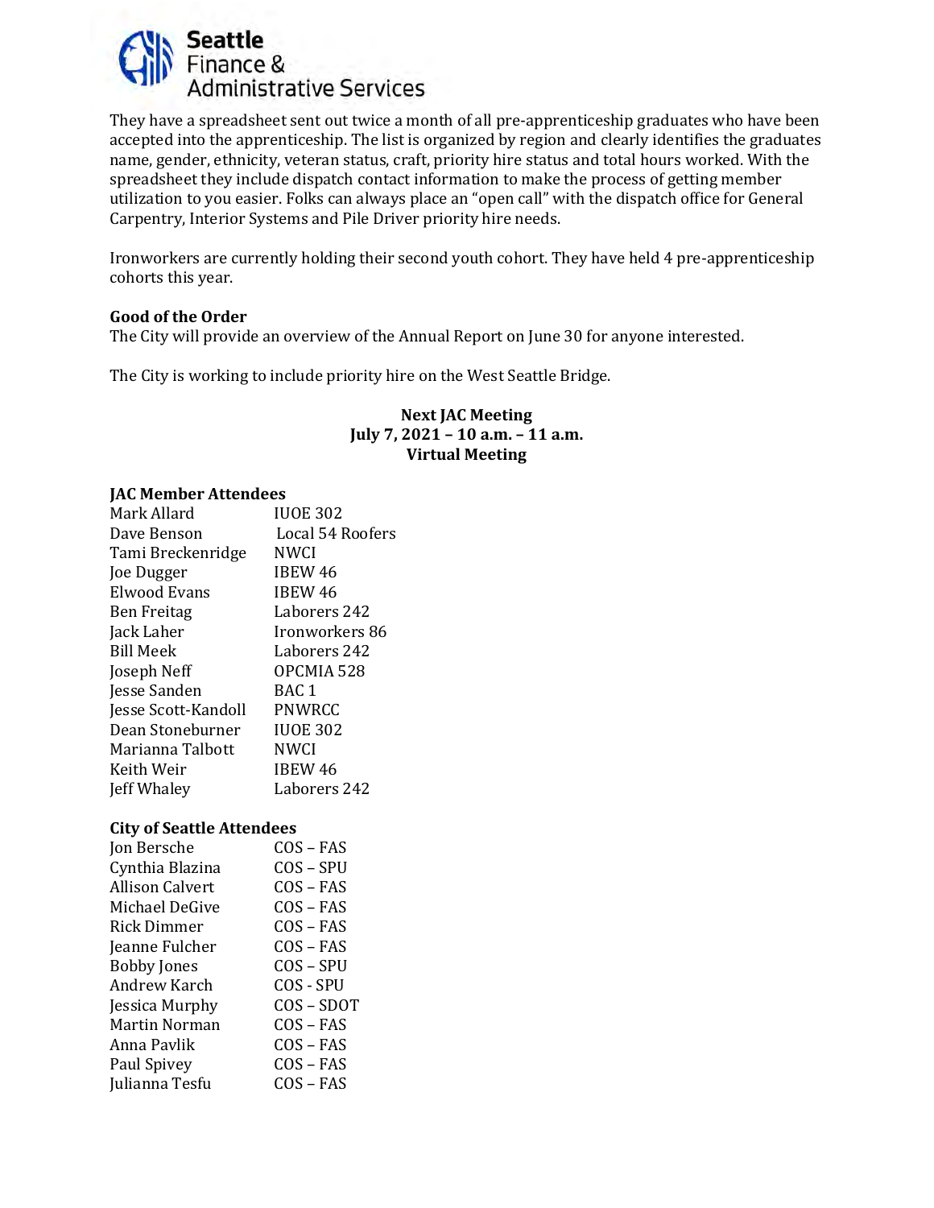They have a spreadsheet sent out twice a month of all pre-apprenticeship graduates who have been accepted into the apprenticeship. The list is organized by region and clearly identifies the graduates name, gender, ethnicity, veteran status, craft, priority hire status and total hours worked. With the spreadsheet they include dispatch contact information to make the process of getting member utilization to you easier. Folks can always place an "open call" with the dispatch office for General Carpentry, Interior Systems and Pile Driver priority hire needs.

Ironworkers are currently holding their second youth cohort. They have held 4 pre-apprenticeship cohorts this year.

**Good of the Order**

The City will provide an overview of the Annual Report on June 30 for anyone interested.

The City is working to include priority hire on the West Seattle Bridge.

**Next JAC Meeting**
**July 7, 2021 – 10 a.m. – 11 a.m.**
**Virtual Meeting**

**JAC Member Attendees**

| | |
|---|---|
| Mark Allard | IUOE 302 |
| Dave Benson | Local 54 Roofers |
| Tami Breckenridge | NWCI |
| Joe Dugger | IBEW 46 |
| Elwood Evans | IBEW 46 |
| Ben Freitag | Laborers 242 |
| Jack Laher | Ironworkers 86 |
| Bill Meek | Laborers 242 |
| Joseph Neff | OPCMIA 528 |
| Jesse Sanden | BAC 1 |
| Jesse Scott-Kandoll | PNWRCC |
| Dean Stoneburner | IUOE 302 |
| Marianna Talbott | NWCI |
| Keith Weir | IBEW 46 |
| Jeff Whaley | Laborers 242 |

**City of Seattle Attendees**

| | |
|---|---|
| Jon Bersche | COS – FAS |
| Cynthia Blazina | COS – SPU |
| Allison Calvert | COS – FAS |
| Michael DeGive | COS – FAS |
| Rick Dimmer | COS – FAS |
| Jeanne Fulcher | COS – FAS |
| Bobby Jones | COS – SPU |
| Andrew Karch | COS - SPU |
| Jessica Murphy | COS – SDOT |
| Martin Norman | COS – FAS |
| Anna Pavlik | COS – FAS |
| Paul Spivey | COS – FAS |
| Julianna Tesfu | COS – FAS |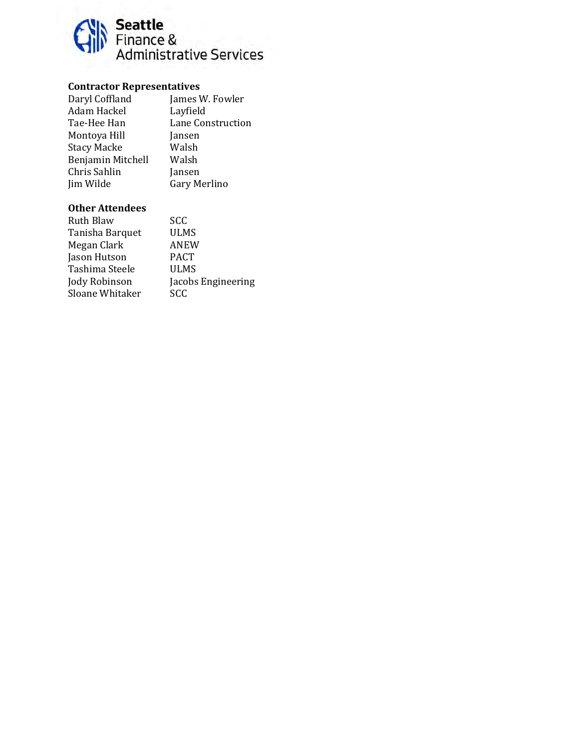**Contractor Representatives**

| | |
|---|---|
| Daryl Coffland | James W. Fowler |
| Adam Hackel | Layfield |
| Tae-Hee Han | Lane Construction |
| Montoya Hill | Jansen |
| Stacy Macke | Walsh |
| Benjamin Mitchell | Walsh |
| Chris Sahlin | Jansen |
| Jim Wilde | Gary Merlino |

**Other Attendees**

| | |
|---|---|
| Ruth Blaw | SCC |
| Tanisha Barquet | ULMS |
| Megan Clark | ANEW |
| Jason Hutson | PACT |
| Tashima Steele | ULMS |
| Jody Robinson | Jacobs Engineering |
| Sloane Whitaker | SCC |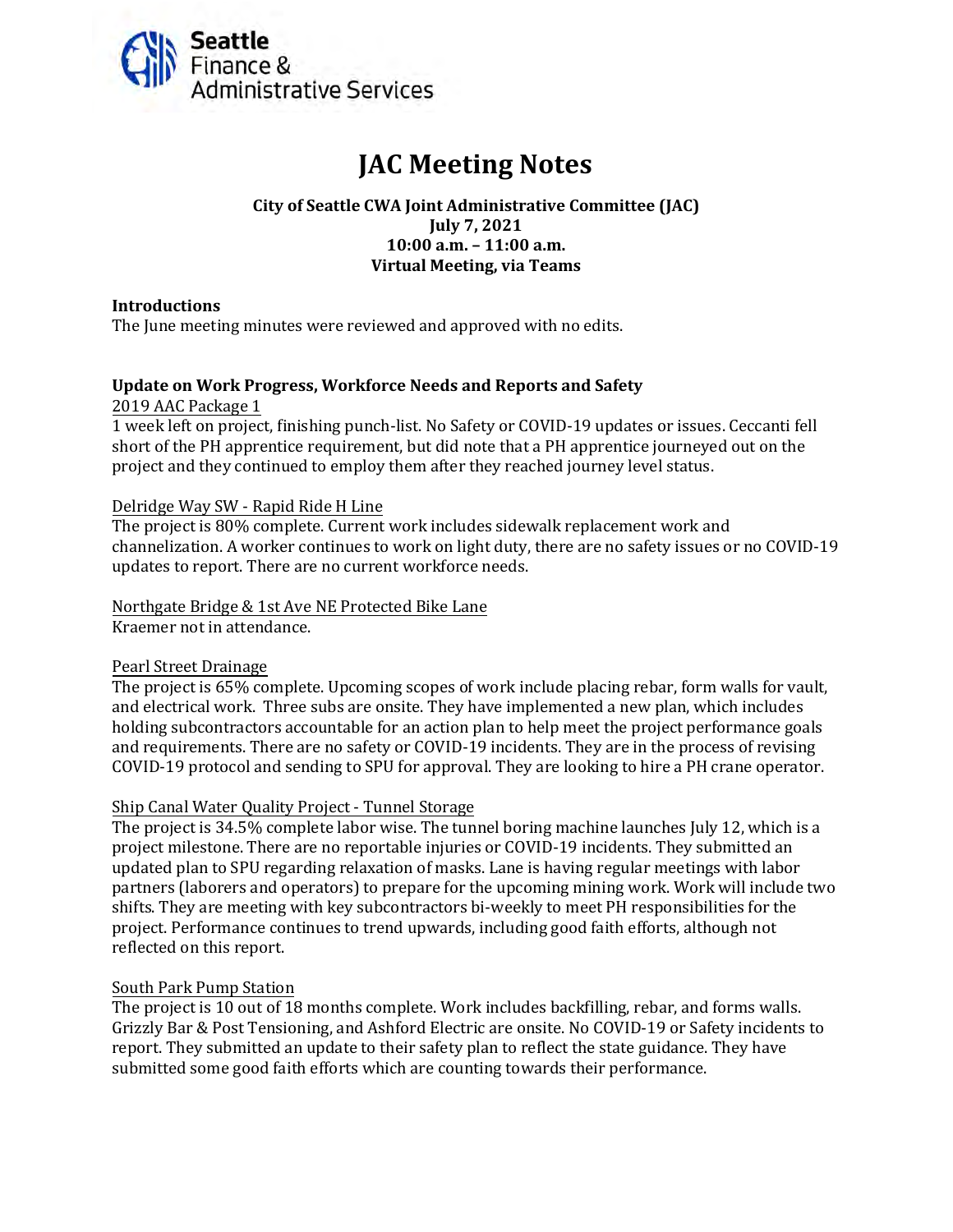Seattle Finance & Administrative Services

# JAC Meeting Notes

**City of Seattle CWA Joint Administrative Committee (JAC)**
**July 7, 2021**
**10:00 a.m. – 11:00 a.m.**
**Virtual Meeting, via Teams**

### Introductions

The June meeting minutes were reviewed and approved with no edits.

### Update on Work Progress, Workforce Needs and Reports and Safety

2019 AAC Package 1

1 week left on project, finishing punch-list. No Safety or COVID-19 updates or issues. Ceccanti fell short of the PH apprentice requirement, but did note that a PH apprentice journeyed out on the project and they continued to employ them after they reached journey level status.

Delridge Way SW - Rapid Ride H Line

The project is 80% complete. Current work includes sidewalk replacement work and channelization. A worker continues to work on light duty, there are no safety issues or no COVID-19 updates to report. There are no current workforce needs.

Northgate Bridge & 1st Ave NE Protected Bike Lane

Kraemer not in attendance.

Pearl Street Drainage

The project is 65% complete. Upcoming scopes of work include placing rebar, form walls for vault, and electrical work. Three subs are onsite. They have implemented a new plan, which includes holding subcontractors accountable for an action plan to help meet the project performance goals and requirements. There are no safety or COVID-19 incidents. They are in the process of revising COVID-19 protocol and sending to SPU for approval. They are looking to hire a PH crane operator.

Ship Canal Water Quality Project - Tunnel Storage

The project is 34.5% complete labor wise. The tunnel boring machine launches July 12, which is a project milestone. There are no reportable injuries or COVID-19 incidents. They submitted an updated plan to SPU regarding relaxation of masks. Lane is having regular meetings with labor partners (laborers and operators) to prepare for the upcoming mining work. Work will include two shifts. They are meeting with key subcontractors bi-weekly to meet PH responsibilities for the project. Performance continues to trend upwards, including good faith efforts, although not reflected on this report.

South Park Pump Station

The project is 10 out of 18 months complete. Work includes backfilling, rebar, and forms walls. Grizzly Bar & Post Tensioning, and Ashford Electric are onsite. No COVID-19 or Safety incidents to report. They submitted an update to their safety plan to reflect the state guidance. They have submitted some good faith efforts which are counting towards their performance.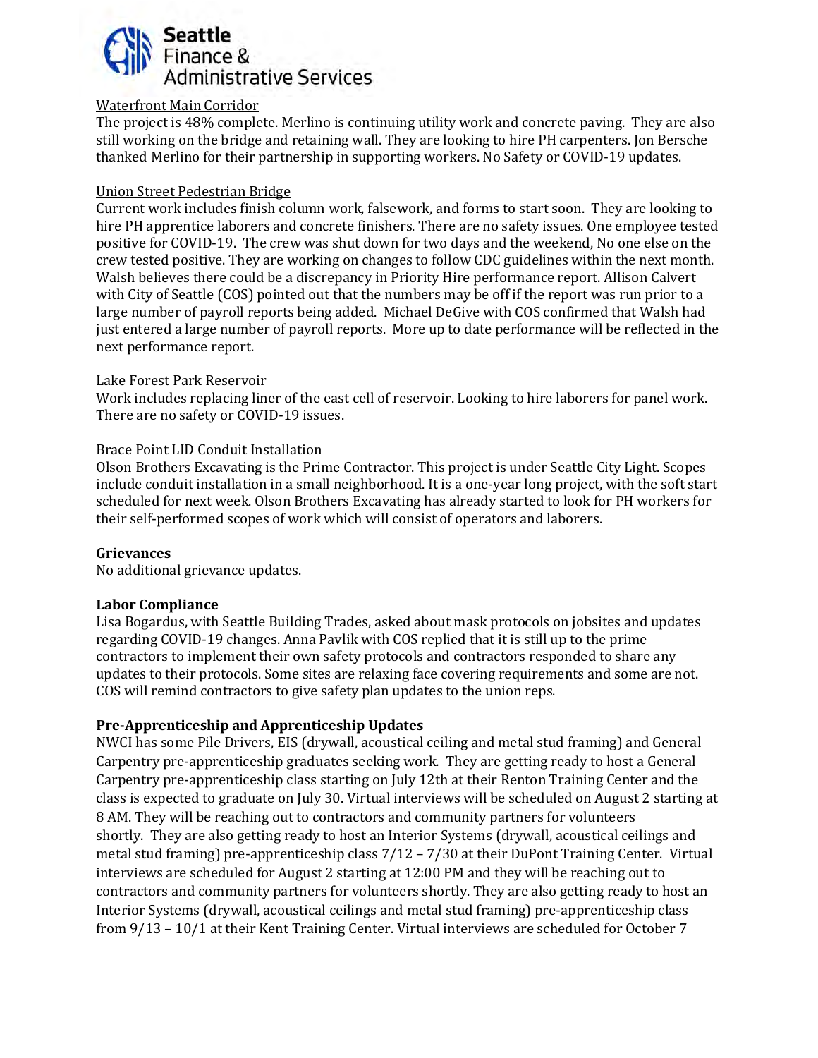Waterfront Main Corridor

The project is 48% complete. Merlino is continuing utility work and concrete paving. They are also still working on the bridge and retaining wall. They are looking to hire PH carpenters. Jon Bersche thanked Merlino for their partnership in supporting workers. No Safety or COVID-19 updates.

Union Street Pedestrian Bridge

Current work includes finish column work, falsework, and forms to start soon. They are looking to hire PH apprentice laborers and concrete finishers. There are no safety issues. One employee tested positive for COVID-19. The crew was shut down for two days and the weekend, No one else on the crew tested positive. They are working on changes to follow CDC guidelines within the next month. Walsh believes there could be a discrepancy in Priority Hire performance report. Allison Calvert with City of Seattle (COS) pointed out that the numbers may be off if the report was run prior to a large number of payroll reports being added. Michael DeGive with COS confirmed that Walsh had just entered a large number of payroll reports. More up to date performance will be reflected in the next performance report.

Lake Forest Park Reservoir

Work includes replacing liner of the east cell of reservoir. Looking to hire laborers for panel work. There are no safety or COVID-19 issues.

Brace Point LID Conduit Installation

Olson Brothers Excavating is the Prime Contractor. This project is under Seattle City Light. Scopes include conduit installation in a small neighborhood. It is a one-year long project, with the soft start scheduled for next week. Olson Brothers Excavating has already started to look for PH workers for their self-performed scopes of work which will consist of operators and laborers.

**Grievances**

No additional grievance updates.

**Labor Compliance**

Lisa Bogardus, with Seattle Building Trades, asked about mask protocols on jobsites and updates regarding COVID-19 changes. Anna Pavlik with COS replied that it is still up to the prime contractors to implement their own safety protocols and contractors responded to share any updates to their protocols. Some sites are relaxing face covering requirements and some are not. COS will remind contractors to give safety plan updates to the union reps.

**Pre-Apprenticeship and Apprenticeship Updates**

NWCI has some Pile Drivers, EIS (drywall, acoustical ceiling and metal stud framing) and General Carpentry pre-apprenticeship graduates seeking work. They are getting ready to host a General Carpentry pre-apprenticeship class starting on July 12th at their Renton Training Center and the class is expected to graduate on July 30. Virtual interviews will be scheduled on August 2 starting at 8 AM. They will be reaching out to contractors and community partners for volunteers shortly. They are also getting ready to host an Interior Systems (drywall, acoustical ceilings and metal stud framing) pre-apprenticeship class 7/12 – 7/30 at their DuPont Training Center. Virtual interviews are scheduled for August 2 starting at 12:00 PM and they will be reaching out to contractors and community partners for volunteers shortly. They are also getting ready to host an Interior Systems (drywall, acoustical ceilings and metal stud framing) pre-apprenticeship class from 9/13 – 10/1 at their Kent Training Center. Virtual interviews are scheduled for October 7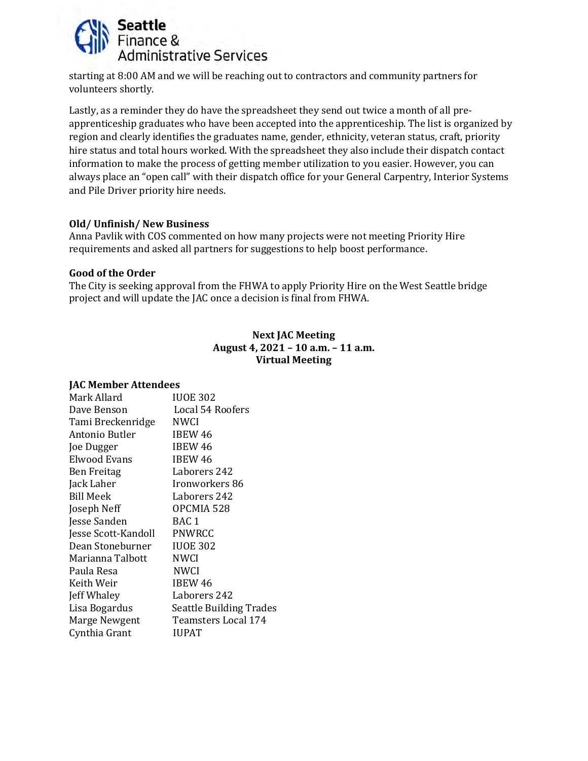starting at 8:00 AM and we will be reaching out to contractors and community partners for volunteers shortly.

Lastly, as a reminder they do have the spreadsheet they send out twice a month of all pre-apprenticeship graduates who have been accepted into the apprenticeship. The list is organized by region and clearly identifies the graduates name, gender, ethnicity, veteran status, craft, priority hire status and total hours worked. With the spreadsheet they also include their dispatch contact information to make the process of getting member utilization to you easier. However, you can always place an "open call" with their dispatch office for your General Carpentry, Interior Systems and Pile Driver priority hire needs.

**Old/ Unfinish/ New Business**

Anna Pavlik with COS commented on how many projects were not meeting Priority Hire requirements and asked all partners for suggestions to help boost performance.

**Good of the Order**

The City is seeking approval from the FHWA to apply Priority Hire on the West Seattle bridge project and will update the JAC once a decision is final from FHWA.

**Next JAC Meeting**
**August 4, 2021 – 10 a.m. – 11 a.m.**
**Virtual Meeting**

**JAC Member Attendees**

| | |
|---|---|
| Mark Allard | IUOE 302 |
| Dave Benson | Local 54 Roofers |
| Tami Breckenridge | NWCI |
| Antonio Butler | IBEW 46 |
| Joe Dugger | IBEW 46 |
| Elwood Evans | IBEW 46 |
| Ben Freitag | Laborers 242 |
| Jack Laher | Ironworkers 86 |
| Bill Meek | Laborers 242 |
| Joseph Neff | OPCMIA 528 |
| Jesse Sanden | BAC 1 |
| Jesse Scott-Kandoll | PNWRCC |
| Dean Stoneburner | IUOE 302 |
| Marianna Talbott | NWCI |
| Paula Resa | NWCI |
| Keith Weir | IBEW 46 |
| Jeff Whaley | Laborers 242 |
| Lisa Bogardus | Seattle Building Trades |
| Marge Newgent | Teamsters Local 174 |
| Cynthia Grant | IUPAT |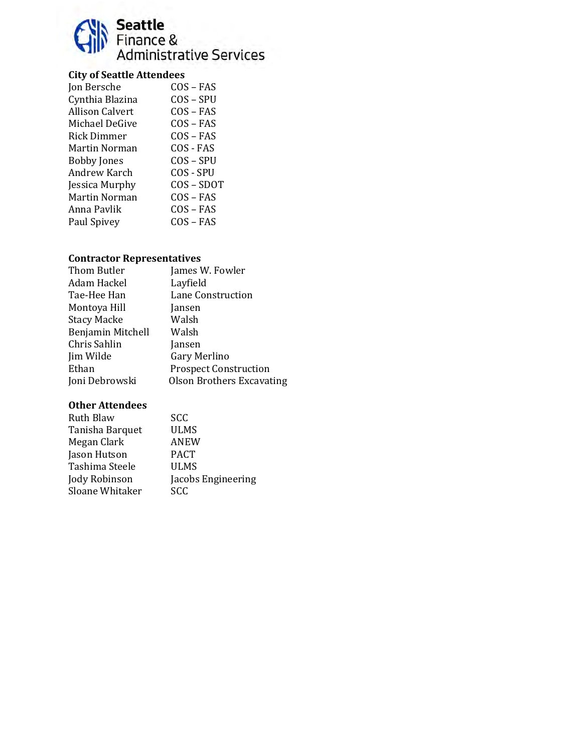Seattle Finance & Administrative Services

**City of Seattle Attendees**

| | |
|---|---|
| Jon Bersche | COS – FAS |
| Cynthia Blazina | COS – SPU |
| Allison Calvert | COS – FAS |
| Michael DeGive | COS – FAS |
| Rick Dimmer | COS – FAS |
| Martin Norman | COS - FAS |
| Bobby Jones | COS – SPU |
| Andrew Karch | COS - SPU |
| Jessica Murphy | COS – SDOT |
| Martin Norman | COS – FAS |
| Anna Pavlik | COS – FAS |
| Paul Spivey | COS – FAS |

**Contractor Representatives**

| | |
|---|---|
| Thom Butler | James W. Fowler |
| Adam Hackel | Layfield |
| Tae-Hee Han | Lane Construction |
| Montoya Hill | Jansen |
| Stacy Macke | Walsh |
| Benjamin Mitchell | Walsh |
| Chris Sahlin | Jansen |
| Jim Wilde | Gary Merlino |
| Ethan | Prospect Construction |
| Joni Debrowski | Olson Brothers Excavating |

**Other Attendees**

| | |
|---|---|
| Ruth Blaw | SCC |
| Tanisha Barquet | ULMS |
| Megan Clark | ANEW |
| Jason Hutson | PACT |
| Tashima Steele | ULMS |
| Jody Robinson | Jacobs Engineering |
| Sloane Whitaker | SCC |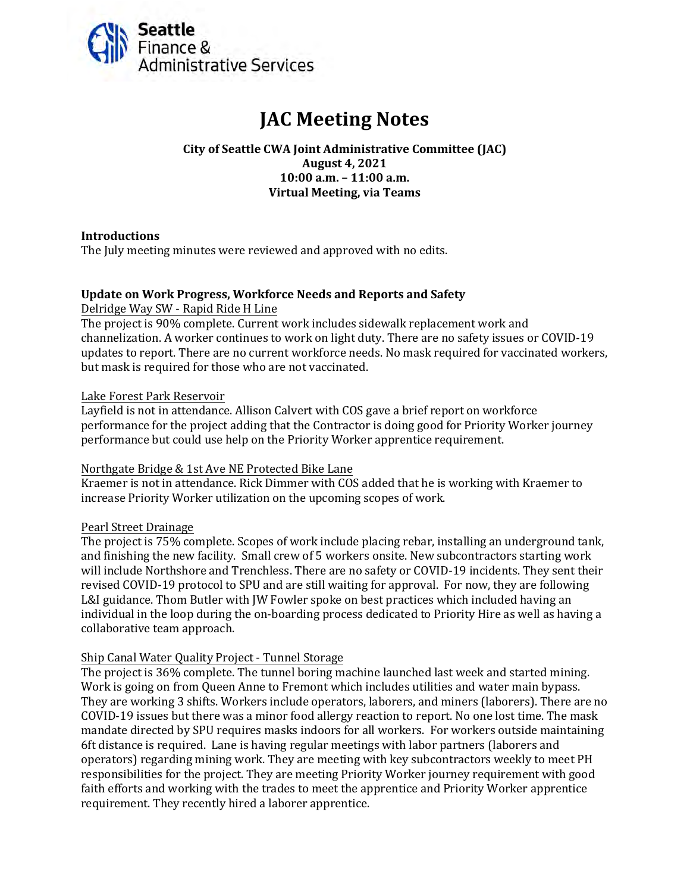# JAC Meeting Notes

**City of Seattle CWA Joint Administrative Committee (JAC)**
**August 4, 2021**
**10:00 a.m. – 11:00 a.m.**
**Virtual Meeting, via Teams**

**Introductions**

The July meeting minutes were reviewed and approved with no edits.

**Update on Work Progress, Workforce Needs and Reports and Safety**

Delridge Way SW - Rapid Ride H Line

The project is 90% complete. Current work includes sidewalk replacement work and channelization. A worker continues to work on light duty. There are no safety issues or COVID-19 updates to report. There are no current workforce needs. No mask required for vaccinated workers, but mask is required for those who are not vaccinated.

Lake Forest Park Reservoir

Layfield is not in attendance. Allison Calvert with COS gave a brief report on workforce performance for the project adding that the Contractor is doing good for Priority Worker journey performance but could use help on the Priority Worker apprentice requirement.

Northgate Bridge & 1st Ave NE Protected Bike Lane

Kraemer is not in attendance. Rick Dimmer with COS added that he is working with Kraemer to increase Priority Worker utilization on the upcoming scopes of work.

Pearl Street Drainage

The project is 75% complete. Scopes of work include placing rebar, installing an underground tank, and finishing the new facility. Small crew of 5 workers onsite. New subcontractors starting work will include Northshore and Trenchless. There are no safety or COVID-19 incidents. They sent their revised COVID-19 protocol to SPU and are still waiting for approval. For now, they are following L&I guidance. Thom Butler with JW Fowler spoke on best practices which included having an individual in the loop during the on-boarding process dedicated to Priority Hire as well as having a collaborative team approach.

Ship Canal Water Quality Project - Tunnel Storage

The project is 36% complete. The tunnel boring machine launched last week and started mining. Work is going on from Queen Anne to Fremont which includes utilities and water main bypass. They are working 3 shifts. Workers include operators, laborers, and miners (laborers). There are no COVID-19 issues but there was a minor food allergy reaction to report. No one lost time. The mask mandate directed by SPU requires masks indoors for all workers. For workers outside maintaining 6ft distance is required. Lane is having regular meetings with labor partners (laborers and operators) regarding mining work. They are meeting with key subcontractors weekly to meet PH responsibilities for the project. They are meeting Priority Worker journey requirement with good faith efforts and working with the trades to meet the apprentice and Priority Worker apprentice requirement. They recently hired a laborer apprentice.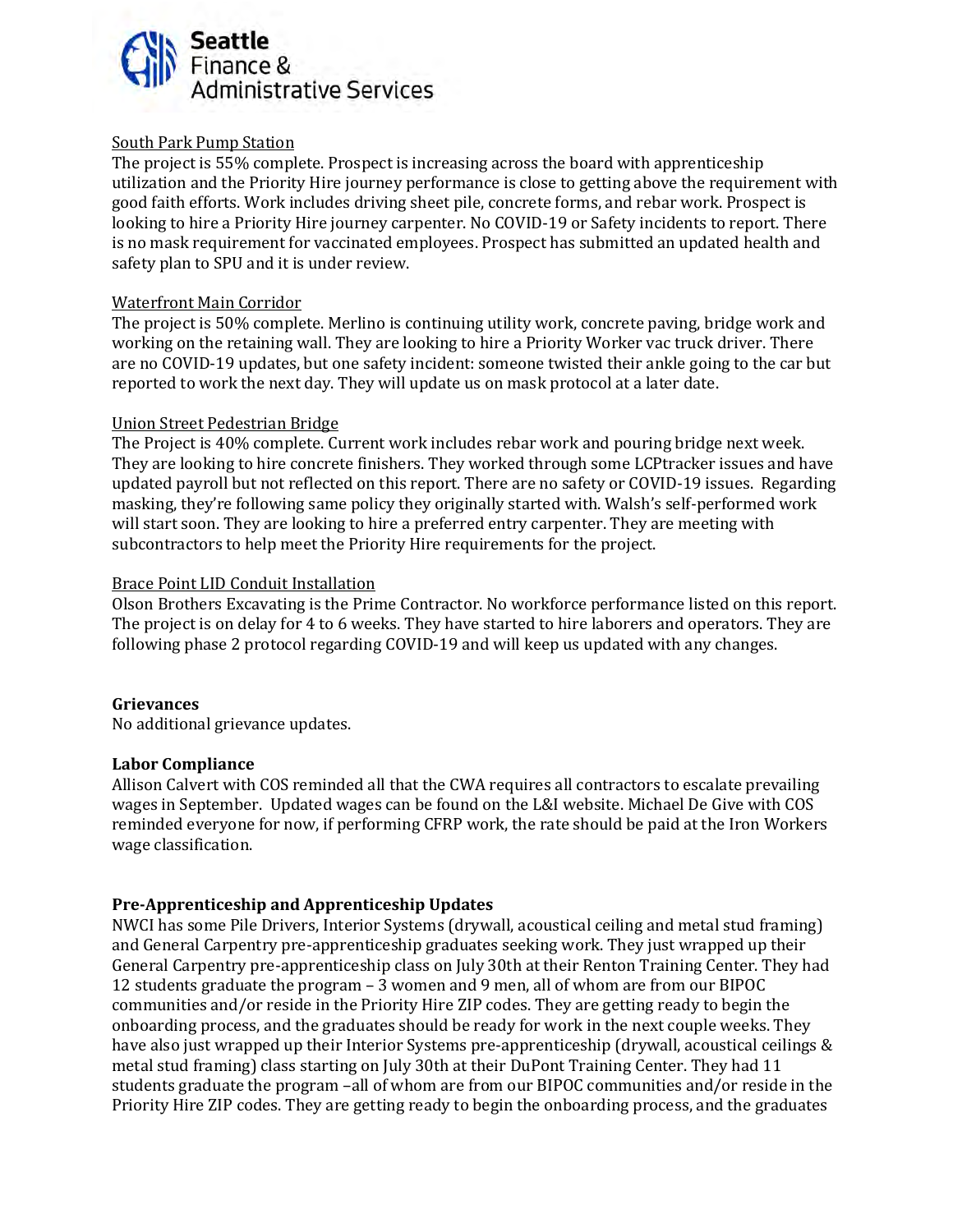South Park Pump Station

The project is 55% complete. Prospect is increasing across the board with apprenticeship utilization and the Priority Hire journey performance is close to getting above the requirement with good faith efforts. Work includes driving sheet pile, concrete forms, and rebar work. Prospect is looking to hire a Priority Hire journey carpenter. No COVID-19 or Safety incidents to report. There is no mask requirement for vaccinated employees. Prospect has submitted an updated health and safety plan to SPU and it is under review.

Waterfront Main Corridor

The project is 50% complete. Merlino is continuing utility work, concrete paving, bridge work and working on the retaining wall. They are looking to hire a Priority Worker vac truck driver. There are no COVID-19 updates, but one safety incident: someone twisted their ankle going to the car but reported to work the next day. They will update us on mask protocol at a later date.

Union Street Pedestrian Bridge

The Project is 40% complete. Current work includes rebar work and pouring bridge next week. They are looking to hire concrete finishers. They worked through some LCPtracker issues and have updated payroll but not reflected on this report. There are no safety or COVID-19 issues. Regarding masking, they're following same policy they originally started with. Walsh's self-performed work will start soon. They are looking to hire a preferred entry carpenter. They are meeting with subcontractors to help meet the Priority Hire requirements for the project.

Brace Point LID Conduit Installation

Olson Brothers Excavating is the Prime Contractor. No workforce performance listed on this report. The project is on delay for 4 to 6 weeks. They have started to hire laborers and operators. They are following phase 2 protocol regarding COVID-19 and will keep us updated with any changes.

**Grievances**

No additional grievance updates.

**Labor Compliance**

Allison Calvert with COS reminded all that the CWA requires all contractors to escalate prevailing wages in September. Updated wages can be found on the L&I website. Michael De Give with COS reminded everyone for now, if performing CFRP work, the rate should be paid at the Iron Workers wage classification.

**Pre-Apprenticeship and Apprenticeship Updates**

NWCI has some Pile Drivers, Interior Systems (drywall, acoustical ceiling and metal stud framing) and General Carpentry pre-apprenticeship graduates seeking work. They just wrapped up their General Carpentry pre-apprenticeship class on July 30th at their Renton Training Center. They had 12 students graduate the program – 3 women and 9 men, all of whom are from our BIPOC communities and/or reside in the Priority Hire ZIP codes. They are getting ready to begin the onboarding process, and the graduates should be ready for work in the next couple weeks. They have also just wrapped up their Interior Systems pre-apprenticeship (drywall, acoustical ceilings & metal stud framing) class starting on July 30th at their DuPont Training Center. They had 11 students graduate the program –all of whom are from our BIPOC communities and/or reside in the Priority Hire ZIP codes. They are getting ready to begin the onboarding process, and the graduates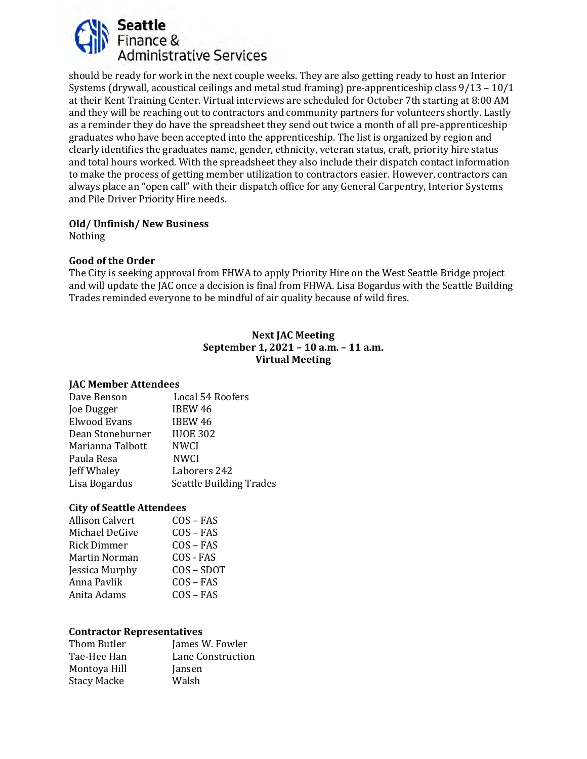should be ready for work in the next couple weeks. They are also getting ready to host an Interior Systems (drywall, acoustical ceilings and metal stud framing) pre-apprenticeship class 9/13 – 10/1 at their Kent Training Center. Virtual interviews are scheduled for October 7th starting at 8:00 AM and they will be reaching out to contractors and community partners for volunteers shortly. Lastly as a reminder they do have the spreadsheet they send out twice a month of all pre-apprenticeship graduates who have been accepted into the apprenticeship. The list is organized by region and clearly identifies the graduates name, gender, ethnicity, veteran status, craft, priority hire status and total hours worked. With the spreadsheet they also include their dispatch contact information to make the process of getting member utilization to contractors easier. However, contractors can always place an "open call" with their dispatch office for any General Carpentry, Interior Systems and Pile Driver Priority Hire needs.

**Old/ Unfinish/ New Business**
Nothing

**Good of the Order**
The City is seeking approval from FHWA to apply Priority Hire on the West Seattle Bridge project and will update the JAC once a decision is final from FHWA. Lisa Bogardus with the Seattle Building Trades reminded everyone to be mindful of air quality because of wild fires.

**Next JAC Meeting**
**September 1, 2021 – 10 a.m. – 11 a.m.**
**Virtual Meeting**

**JAC Member Attendees**

| | |
|---|---|
| Dave Benson | Local 54 Roofers |
| Joe Dugger | IBEW 46 |
| Elwood Evans | IBEW 46 |
| Dean Stoneburner | IUOE 302 |
| Marianna Talbott | NWCI |
| Paula Resa | NWCI |
| Jeff Whaley | Laborers 242 |
| Lisa Bogardus | Seattle Building Trades |

**City of Seattle Attendees**

| | |
|---|---|
| Allison Calvert | COS – FAS |
| Michael DeGive | COS – FAS |
| Rick Dimmer | COS – FAS |
| Martin Norman | COS - FAS |
| Jessica Murphy | COS – SDOT |
| Anna Pavlik | COS – FAS |
| Anita Adams | COS – FAS |

**Contractor Representatives**

| | |
|---|---|
| Thom Butler | James W. Fowler |
| Tae-Hee Han | Lane Construction |
| Montoya Hill | Jansen |
| Stacy Macke | Walsh |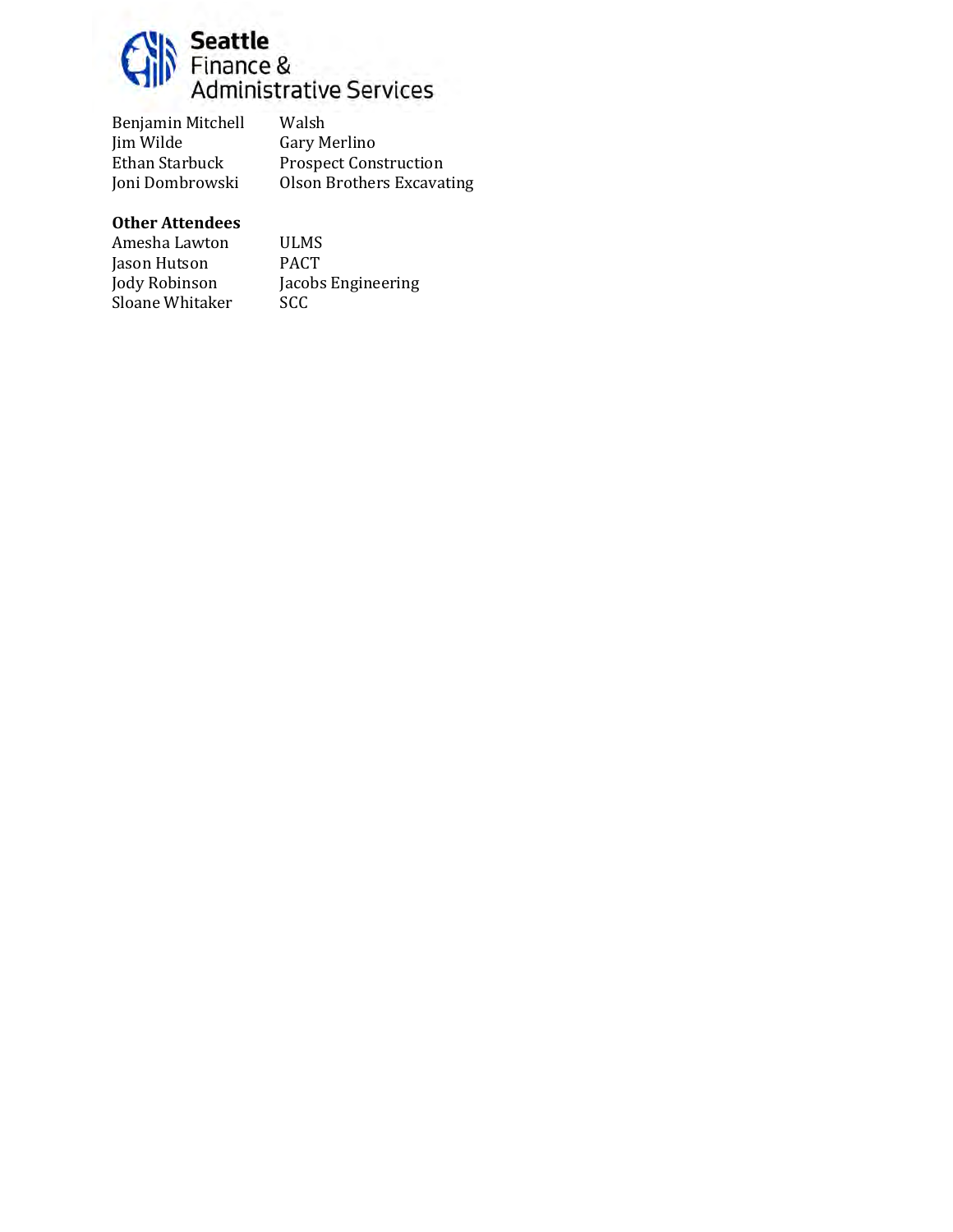| | |
|---|---|
| Benjamin Mitchell | Walsh |
| Jim Wilde | Gary Merlino |
| Ethan Starbuck | Prospect Construction |
| Joni Dombrowski | Olson Brothers Excavating |

**Other Attendees**

| | |
|---|---|
| Amesha Lawton | ULMS |
| Jason Hutson | PACT |
| Jody Robinson | Jacobs Engineering |
| Sloane Whitaker | SCC |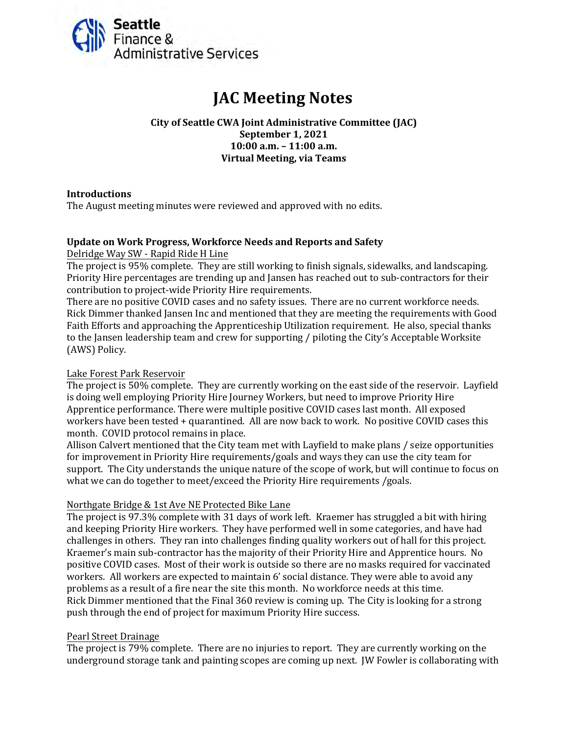Seattle Finance & Administrative Services

# JAC Meeting Notes

**City of Seattle CWA Joint Administrative Committee (JAC)**
**September 1, 2021**
**10:00 a.m. – 11:00 a.m.**
**Virtual Meeting, via Teams**

## Introductions

The August meeting minutes were reviewed and approved with no edits.

## Update on Work Progress, Workforce Needs and Reports and Safety

Delridge Way SW - Rapid Ride H Line

The project is 95% complete. They are still working to finish signals, sidewalks, and landscaping. Priority Hire percentages are trending up and Jansen has reached out to sub-contractors for their contribution to project-wide Priority Hire requirements.

There are no positive COVID cases and no safety issues. There are no current workforce needs. Rick Dimmer thanked Jansen Inc and mentioned that they are meeting the requirements with Good Faith Efforts and approaching the Apprenticeship Utilization requirement. He also, special thanks to the Jansen leadership team and crew for supporting / piloting the City's Acceptable Worksite (AWS) Policy.

Lake Forest Park Reservoir

The project is 50% complete. They are currently working on the east side of the reservoir. Layfield is doing well employing Priority Hire Journey Workers, but need to improve Priority Hire Apprentice performance. There were multiple positive COVID cases last month. All exposed workers have been tested + quarantined. All are now back to work. No positive COVID cases this month. COVID protocol remains in place.

Allison Calvert mentioned that the City team met with Layfield to make plans / seize opportunities for improvement in Priority Hire requirements/goals and ways they can use the city team for support. The City understands the unique nature of the scope of work, but will continue to focus on what we can do together to meet/exceed the Priority Hire requirements /goals.

Northgate Bridge & 1st Ave NE Protected Bike Lane

The project is 97.3% complete with 31 days of work left. Kraemer has struggled a bit with hiring and keeping Priority Hire workers. They have performed well in some categories, and have had challenges in others. They ran into challenges finding quality workers out of hall for this project. Kraemer's main sub-contractor has the majority of their Priority Hire and Apprentice hours. No positive COVID cases. Most of their work is outside so there are no masks required for vaccinated workers. All workers are expected to maintain 6' social distance. They were able to avoid any problems as a result of a fire near the site this month. No workforce needs at this time.

Rick Dimmer mentioned that the Final 360 review is coming up. The City is looking for a strong push through the end of project for maximum Priority Hire success.

Pearl Street Drainage

The project is 79% complete. There are no injuries to report. They are currently working on the underground storage tank and painting scopes are coming up next. JW Fowler is collaborating with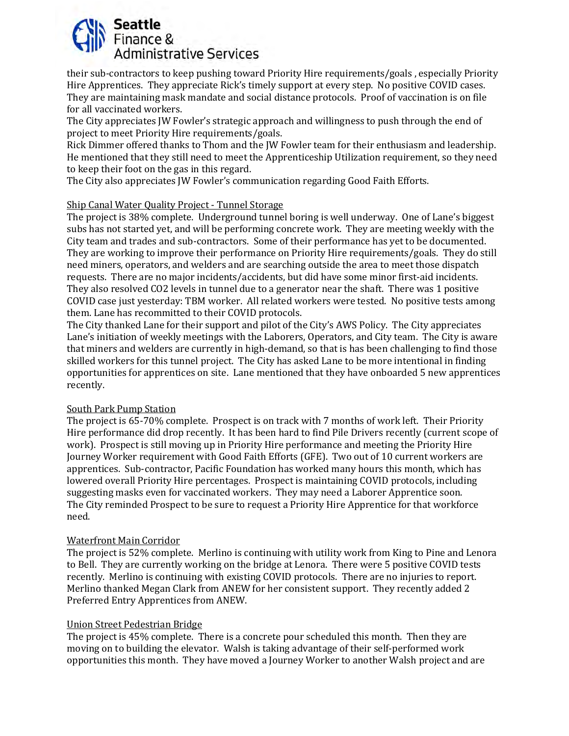their sub-contractors to keep pushing toward Priority Hire requirements/goals , especially Priority Hire Apprentices. They appreciate Rick's timely support at every step. No positive COVID cases. They are maintaining mask mandate and social distance protocols. Proof of vaccination is on file for all vaccinated workers.

The City appreciates JW Fowler's strategic approach and willingness to push through the end of project to meet Priority Hire requirements/goals.

Rick Dimmer offered thanks to Thom and the JW Fowler team for their enthusiasm and leadership. He mentioned that they still need to meet the Apprenticeship Utilization requirement, so they need to keep their foot on the gas in this regard.

The City also appreciates JW Fowler's communication regarding Good Faith Efforts.

<u>Ship Canal Water Quality Project - Tunnel Storage</u>

The project is 38% complete. Underground tunnel boring is well underway. One of Lane's biggest subs has not started yet, and will be performing concrete work. They are meeting weekly with the City team and trades and sub-contractors. Some of their performance has yet to be documented. They are working to improve their performance on Priority Hire requirements/goals. They do still need miners, operators, and welders and are searching outside the area to meet those dispatch requests. There are no major incidents/accidents, but did have some minor first-aid incidents. They also resolved $CO_2$ levels in tunnel due to a generator near the shaft. There was 1 positive COVID case just yesterday: TBM worker. All related workers were tested. No positive tests among them. Lane has recommitted to their COVID protocols.

The City thanked Lane for their support and pilot of the City's AWS Policy. The City appreciates Lane's initiation of weekly meetings with the Laborers, Operators, and City team. The City is aware that miners and welders are currently in high-demand, so that is has been challenging to find those skilled workers for this tunnel project. The City has asked Lane to be more intentional in finding opportunities for apprentices on site. Lane mentioned that they have onboarded 5 new apprentices recently.

<u>South Park Pump Station</u>

The project is 65-70% complete. Prospect is on track with 7 months of work left. Their Priority Hire performance did drop recently. It has been hard to find Pile Drivers recently (current scope of work). Prospect is still moving up in Priority Hire performance and meeting the Priority Hire Journey Worker requirement with Good Faith Efforts (GFE). Two out of 10 current workers are apprentices. Sub-contractor, Pacific Foundation has worked many hours this month, which has lowered overall Priority Hire percentages. Prospect is maintaining COVID protocols, including suggesting masks even for vaccinated workers. They may need a Laborer Apprentice soon.

The City reminded Prospect to be sure to request a Priority Hire Apprentice for that workforce need.

<u>Waterfront Main Corridor</u>

The project is 52% complete. Merlino is continuing with utility work from King to Pine and Lenora to Bell. They are currently working on the bridge at Lenora. There were 5 positive COVID tests recently. Merlino is continuing with existing COVID protocols. There are no injuries to report. Merlino thanked Megan Clark from ANEW for her consistent support. They recently added 2 Preferred Entry Apprentices from ANEW.

<u>Union Street Pedestrian Bridge</u>

The project is 45% complete. There is a concrete pour scheduled this month. Then they are moving on to building the elevator. Walsh is taking advantage of their self-performed work opportunities this month. They have moved a Journey Worker to another Walsh project and are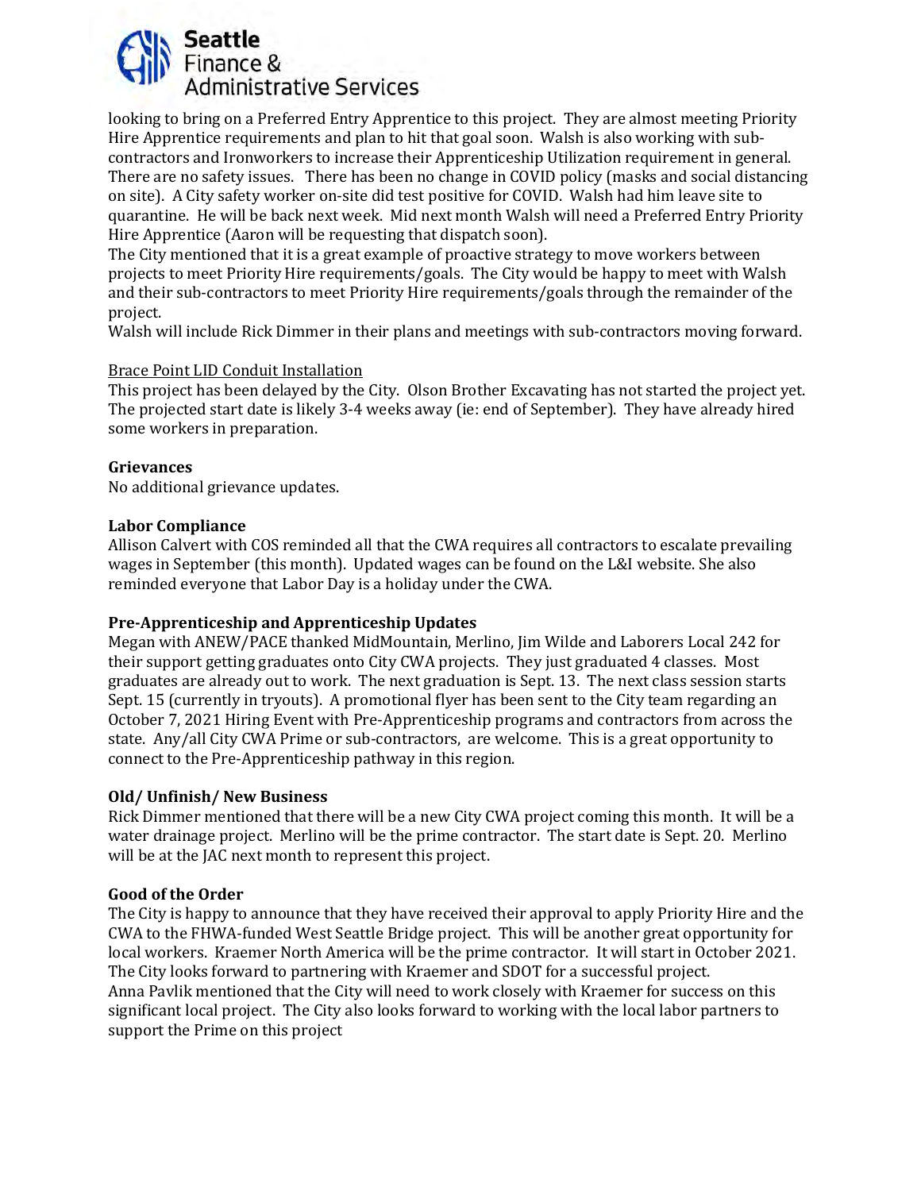looking to bring on a Preferred Entry Apprentice to this project. They are almost meeting Priority Hire Apprentice requirements and plan to hit that goal soon. Walsh is also working with sub-contractors and Ironworkers to increase their Apprenticeship Utilization requirement in general. There are no safety issues. There has been no change in COVID policy (masks and social distancing on site). A City safety worker on-site did test positive for COVID. Walsh had him leave site to quarantine. He will be back next week. Mid next month Walsh will need a Preferred Entry Priority Hire Apprentice (Aaron will be requesting that dispatch soon).
The City mentioned that it is a great example of proactive strategy to move workers between projects to meet Priority Hire requirements/goals. The City would be happy to meet with Walsh and their sub-contractors to meet Priority Hire requirements/goals through the remainder of the project.
Walsh will include Rick Dimmer in their plans and meetings with sub-contractors moving forward.

<u>Brace Point LID Conduit Installation</u>
This project has been delayed by the City. Olson Brother Excavating has not started the project yet. The projected start date is likely 3-4 weeks away (ie: end of September). They have already hired some workers in preparation.

**Grievances**
No additional grievance updates.

**Labor Compliance**
Allison Calvert with COS reminded all that the CWA requires all contractors to escalate prevailing wages in September (this month). Updated wages can be found on the L&I website. She also reminded everyone that Labor Day is a holiday under the CWA.

**Pre-Apprenticeship and Apprenticeship Updates**
Megan with ANEW/PACE thanked MidMountain, Merlino, Jim Wilde and Laborers Local 242 for their support getting graduates onto City CWA projects. They just graduated 4 classes. Most graduates are already out to work. The next graduation is Sept. 13. The next class session starts Sept. 15 (currently in tryouts). A promotional flyer has been sent to the City team regarding an October 7, 2021 Hiring Event with Pre-Apprenticeship programs and contractors from across the state. Any/all City CWA Prime or sub-contractors, are welcome. This is a great opportunity to connect to the Pre-Apprenticeship pathway in this region.

**Old/ Unfinish/ New Business**
Rick Dimmer mentioned that there will be a new City CWA project coming this month. It will be a water drainage project. Merlino will be the prime contractor. The start date is Sept. 20. Merlino will be at the JAC next month to represent this project.

**Good of the Order**
The City is happy to announce that they have received their approval to apply Priority Hire and the CWA to the FHWA-funded West Seattle Bridge project. This will be another great opportunity for local workers. Kraemer North America will be the prime contractor. It will start in October 2021. The City looks forward to partnering with Kraemer and SDOT for a successful project.
Anna Pavlik mentioned that the City will need to work closely with Kraemer for success on this significant local project. The City also looks forward to working with the local labor partners to support the Prime on this project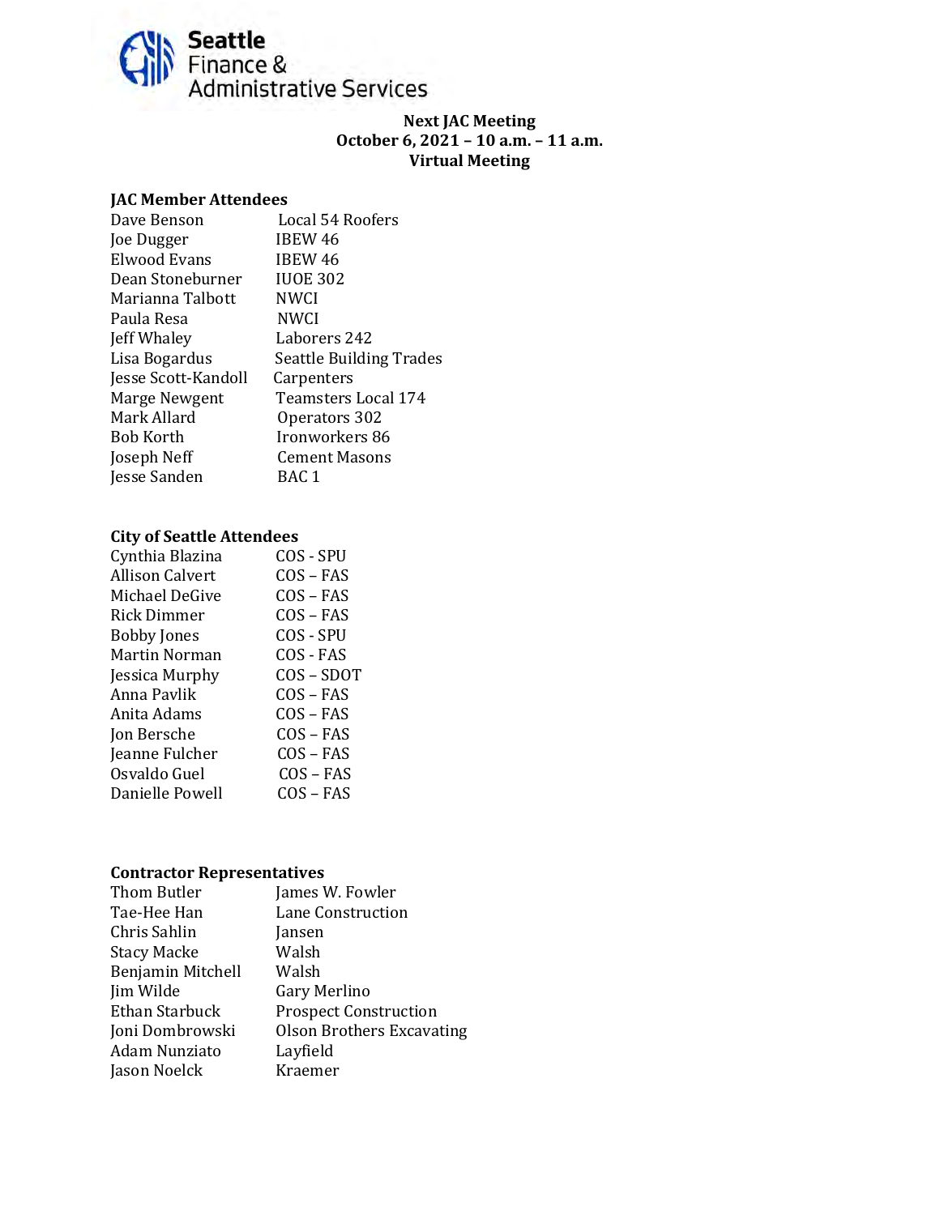Seattle Finance & Administrative Services

**Next JAC Meeting**
**October 6, 2021 – 10 a.m. – 11 a.m.**
**Virtual Meeting**

**JAC Member Attendees**

| | |
|---|---|
| Dave Benson | Local 54 Roofers |
| Joe Dugger | IBEW 46 |
| Elwood Evans | IBEW 46 |
| Dean Stoneburner | IUOE 302 |
| Marianna Talbott | NWCI |
| Paula Resa | NWCI |
| Jeff Whaley | Laborers 242 |
| Lisa Bogardus | Seattle Building Trades |
| Jesse Scott-Kandoll | Carpenters |
| Marge Newgent | Teamsters Local 174 |
| Mark Allard | Operators 302 |
| Bob Korth | Ironworkers 86 |
| Joseph Neff | Cement Masons |
| Jesse Sanden | BAC 1 |

**City of Seattle Attendees**

| | |
|---|---|
| Cynthia Blazina | COS - SPU |
| Allison Calvert | COS – FAS |
| Michael DeGive | COS – FAS |
| Rick Dimmer | COS – FAS |
| Bobby Jones | COS - SPU |
| Martin Norman | COS - FAS |
| Jessica Murphy | COS – SDOT |
| Anna Pavlik | COS – FAS |
| Anita Adams | COS – FAS |
| Jon Bersche | COS – FAS |
| Jeanne Fulcher | COS – FAS |
| Osvaldo Guel | COS – FAS |
| Danielle Powell | COS – FAS |

**Contractor Representatives**

| | |
|---|---|
| Thom Butler | James W. Fowler |
| Tae-Hee Han | Lane Construction |
| Chris Sahlin | Jansen |
| Stacy Macke | Walsh |
| Benjamin Mitchell | Walsh |
| Jim Wilde | Gary Merlino |
| Ethan Starbuck | Prospect Construction |
| Joni Dombrowski | Olson Brothers Excavating |
| Adam Nunziato | Layfield |
| Jason Noelck | Kraemer |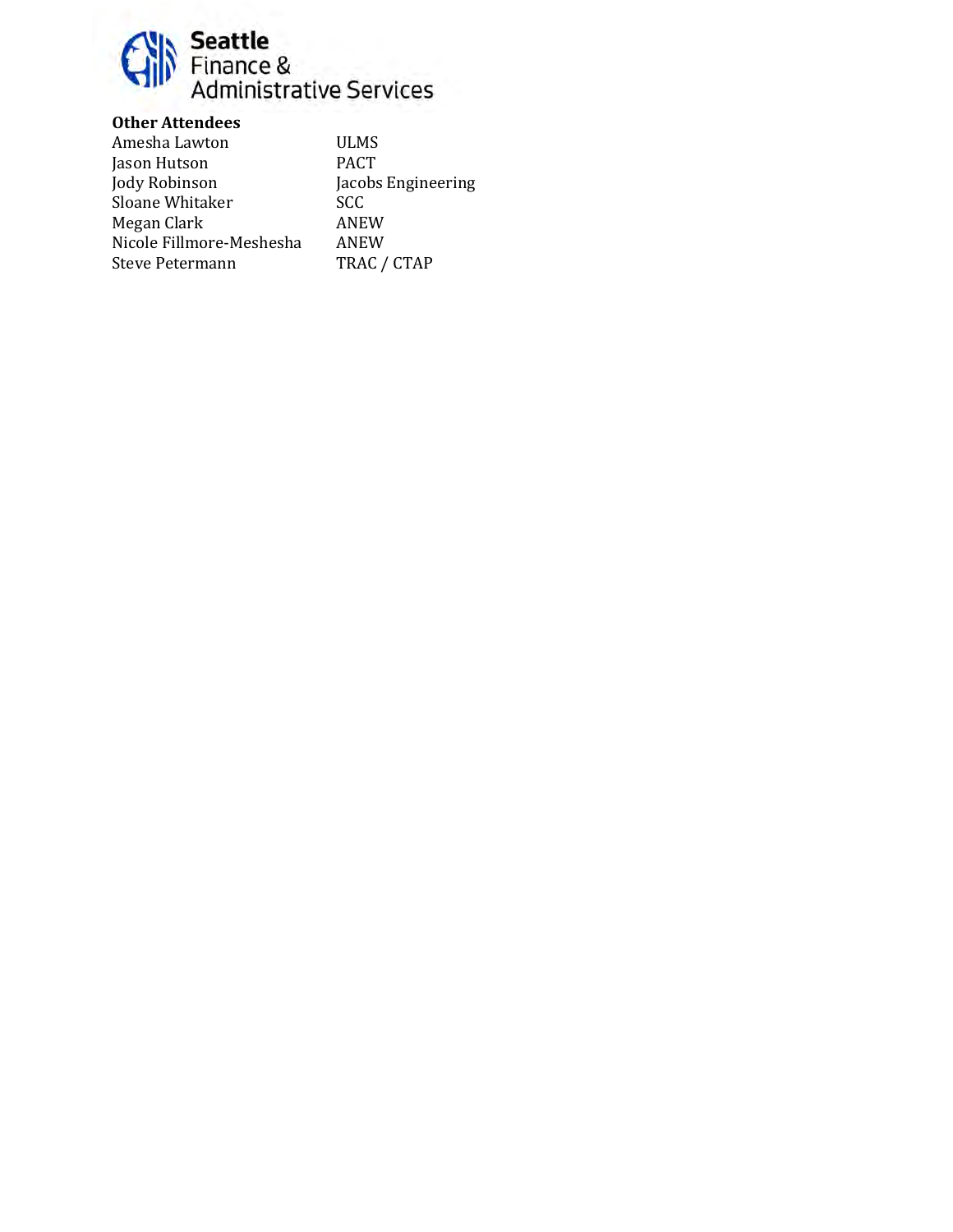**Other Attendees**

| | |
|---|---|
| Amesha Lawton | ULMS |
| Jason Hutson | PACT |
| Jody Robinson | Jacobs Engineering |
| Sloane Whitaker | SCC |
| Megan Clark | ANEW |
| Nicole Fillmore-Meshesha | ANEW |
| Steve Petermann | TRAC / CTAP |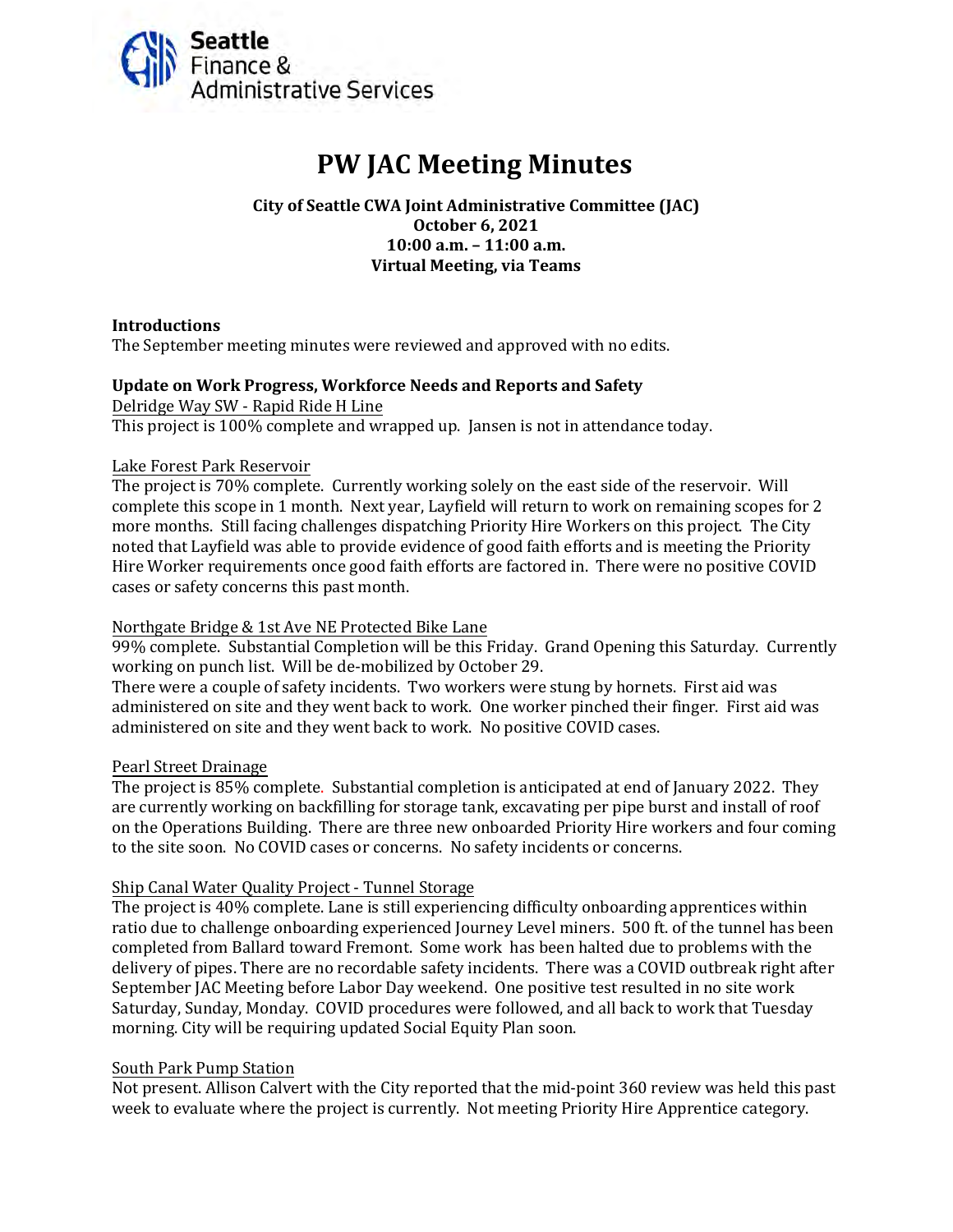Seattle Finance & Administrative Services

# PW JAC Meeting Minutes

**City of Seattle CWA Joint Administrative Committee (JAC)**
**October 6, 2021**
**10:00 a.m. – 11:00 a.m.**
**Virtual Meeting, via Teams**

**Introductions**

The September meeting minutes were reviewed and approved with no edits.

**Update on Work Progress, Workforce Needs and Reports and Safety**

Delridge Way SW - Rapid Ride H Line

This project is 100% complete and wrapped up. Jansen is not in attendance today.

Lake Forest Park Reservoir

The project is 70% complete. Currently working solely on the east side of the reservoir. Will complete this scope in 1 month. Next year, Layfield will return to work on remaining scopes for 2 more months. Still facing challenges dispatching Priority Hire Workers on this project. The City noted that Layfield was able to provide evidence of good faith efforts and is meeting the Priority Hire Worker requirements once good faith efforts are factored in. There were no positive COVID cases or safety concerns this past month.

Northgate Bridge & 1st Ave NE Protected Bike Lane

99% complete. Substantial Completion will be this Friday. Grand Opening this Saturday. Currently working on punch list. Will be de-mobilized by October 29.

There were a couple of safety incidents. Two workers were stung by hornets. First aid was administered on site and they went back to work. One worker pinched their finger. First aid was administered on site and they went back to work. No positive COVID cases.

Pearl Street Drainage

The project is 85% complete. Substantial completion is anticipated at end of January 2022. They are currently working on backfilling for storage tank, excavating per pipe burst and install of roof on the Operations Building. There are three new onboarded Priority Hire workers and four coming to the site soon. No COVID cases or concerns. No safety incidents or concerns.

Ship Canal Water Quality Project - Tunnel Storage

The project is 40% complete. Lane is still experiencing difficulty onboarding apprentices within ratio due to challenge onboarding experienced Journey Level miners. 500 ft. of the tunnel has been completed from Ballard toward Fremont. Some work has been halted due to problems with the delivery of pipes. There are no recordable safety incidents. There was a COVID outbreak right after September JAC Meeting before Labor Day weekend. One positive test resulted in no site work Saturday, Sunday, Monday. COVID procedures were followed, and all back to work that Tuesday morning. City will be requiring updated Social Equity Plan soon.

South Park Pump Station

Not present. Allison Calvert with the City reported that the mid-point 360 review was held this past week to evaluate where the project is currently. Not meeting Priority Hire Apprentice category.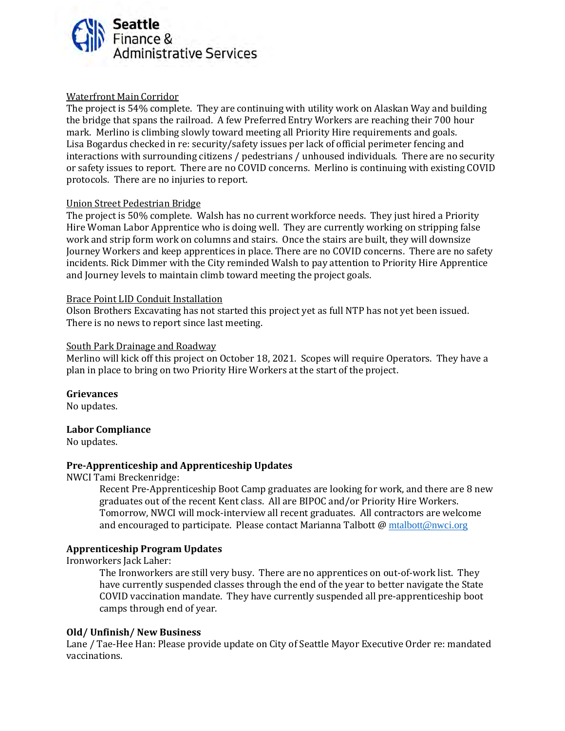Waterfront Main Corridor

The project is 54% complete. They are continuing with utility work on Alaskan Way and building the bridge that spans the railroad. A few Preferred Entry Workers are reaching their 700 hour mark. Merlino is climbing slowly toward meeting all Priority Hire requirements and goals. Lisa Bogardus checked in re: security/safety issues per lack of official perimeter fencing and interactions with surrounding citizens / pedestrians / unhoused individuals. There are no security or safety issues to report. There are no COVID concerns. Merlino is continuing with existing COVID protocols. There are no injuries to report.

Union Street Pedestrian Bridge

The project is 50% complete. Walsh has no current workforce needs. They just hired a Priority Hire Woman Labor Apprentice who is doing well. They are currently working on stripping false work and strip form work on columns and stairs. Once the stairs are built, they will downsize Journey Workers and keep apprentices in place. There are no COVID concerns. There are no safety incidents. Rick Dimmer with the City reminded Walsh to pay attention to Priority Hire Apprentice and Journey levels to maintain climb toward meeting the project goals.

Brace Point LID Conduit Installation

Olson Brothers Excavating has not started this project yet as full NTP has not yet been issued. There is no news to report since last meeting.

South Park Drainage and Roadway

Merlino will kick off this project on October 18, 2021. Scopes will require Operators. They have a plan in place to bring on two Priority Hire Workers at the start of the project.

**Grievances**

No updates.

**Labor Compliance**

No updates.

**Pre-Apprenticeship and Apprenticeship Updates**

NWCI Tami Breckenridge:

> Recent Pre-Apprenticeship Boot Camp graduates are looking for work, and there are 8 new graduates out of the recent Kent class. All are BIPOC and/or Priority Hire Workers. Tomorrow, NWCI will mock-interview all recent graduates. All contractors are welcome and encouraged to participate. Please contact Marianna Talbott @ mtalbott@nwci.org

**Apprenticeship Program Updates**

Ironworkers Jack Laher:

> The Ironworkers are still very busy. There are no apprentices on out-of-work list. They have currently suspended classes through the end of the year to better navigate the State COVID vaccination mandate. They have currently suspended all pre-apprenticeship boot camps through end of year.

**Old/ Unfinish/ New Business**

Lane / Tae-Hee Han: Please provide update on City of Seattle Mayor Executive Order re: mandated vaccinations.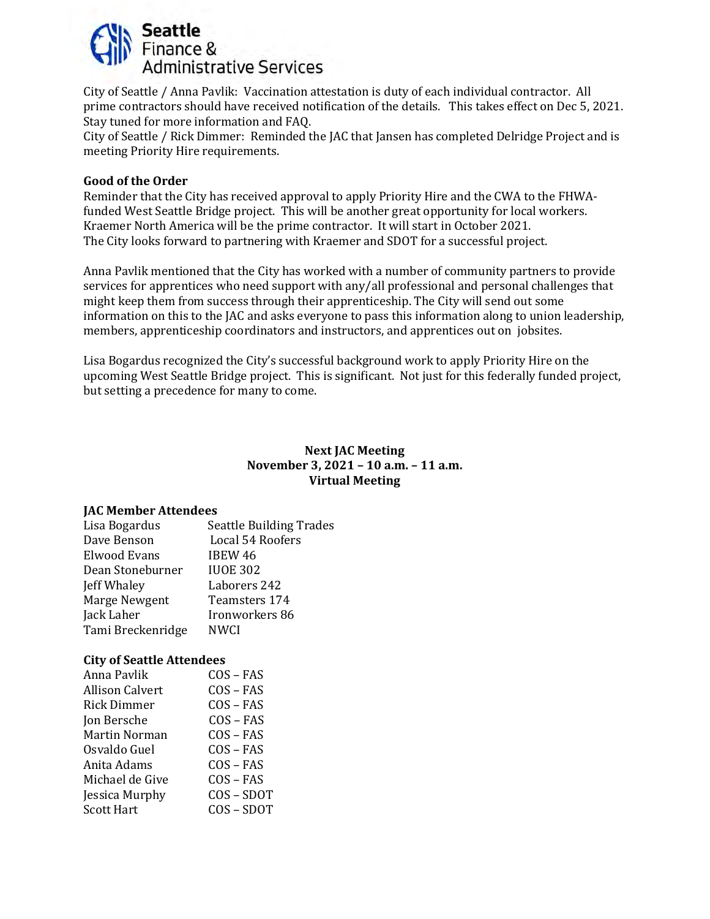City of Seattle / Anna Pavlik: Vaccination attestation is duty of each individual contractor. All prime contractors should have received notification of the details. This takes effect on Dec 5, 2021. Stay tuned for more information and FAQ.
City of Seattle / Rick Dimmer: Reminded the JAC that Jansen has completed Delridge Project and is meeting Priority Hire requirements.

**Good of the Order**
Reminder that the City has received approval to apply Priority Hire and the CWA to the FHWA-funded West Seattle Bridge project. This will be another great opportunity for local workers. Kraemer North America will be the prime contractor. It will start in October 2021.
The City looks forward to partnering with Kraemer and SDOT for a successful project.

Anna Pavlik mentioned that the City has worked with a number of community partners to provide services for apprentices who need support with any/all professional and personal challenges that might keep them from success through their apprenticeship. The City will send out some information on this to the JAC and asks everyone to pass this information along to union leadership, members, apprenticeship coordinators and instructors, and apprentices out on jobsites.

Lisa Bogardus recognized the City's successful background work to apply Priority Hire on the upcoming West Seattle Bridge project. This is significant. Not just for this federally funded project, but setting a precedence for many to come.

**Next JAC Meeting**
**November 3, 2021 – 10 a.m. – 11 a.m.**
**Virtual Meeting**

**JAC Member Attendees**

| | |
|---|---|
| Lisa Bogardus | Seattle Building Trades |
| Dave Benson | Local 54 Roofers |
| Elwood Evans | IBEW 46 |
| Dean Stoneburner | IUOE 302 |
| Jeff Whaley | Laborers 242 |
| Marge Newgent | Teamsters 174 |
| Jack Laher | Ironworkers 86 |
| Tami Breckenridge | NWCI |

**City of Seattle Attendees**

| | |
|---|---|
| Anna Pavlik | COS – FAS |
| Allison Calvert | COS – FAS |
| Rick Dimmer | COS – FAS |
| Jon Bersche | COS – FAS |
| Martin Norman | COS – FAS |
| Osvaldo Guel | COS – FAS |
| Anita Adams | COS – FAS |
| Michael de Give | COS – FAS |
| Jessica Murphy | COS – SDOT |
| Scott Hart | COS – SDOT |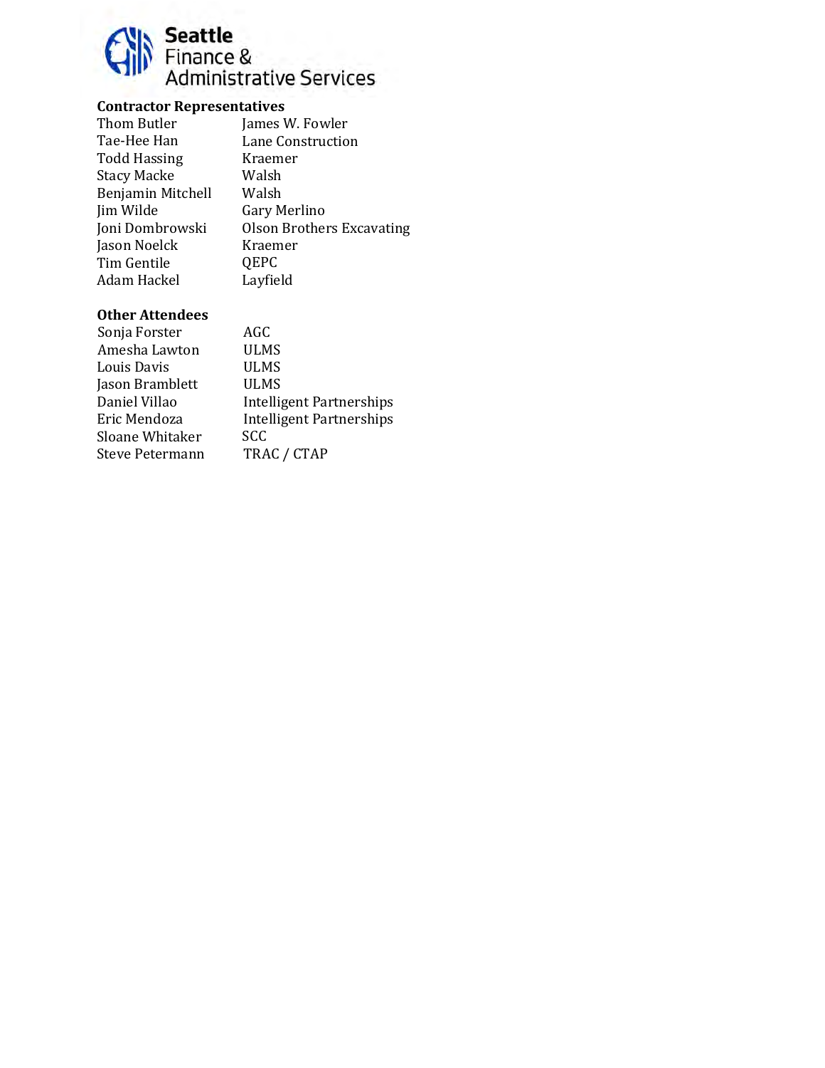**Contractor Representatives**

| | |
|---|---|
| Thom Butler | James W. Fowler |
| Tae-Hee Han | Lane Construction |
| Todd Hassing | Kraemer |
| Stacy Macke | Walsh |
| Benjamin Mitchell | Walsh |
| Jim Wilde | Gary Merlino |
| Joni Dombrowski | Olson Brothers Excavating |
| Jason Noelck | Kraemer |
| Tim Gentile | QEPC |
| Adam Hackel | Layfield |

**Other Attendees**

| | |
|---|---|
| Sonja Forster | AGC |
| Amesha Lawton | ULMS |
| Louis Davis | ULMS |
| Jason Bramblett | ULMS |
| Daniel Villao | Intelligent Partnerships |
| Eric Mendoza | Intelligent Partnerships |
| Sloane Whitaker | SCC |
| Steve Petermann | TRAC / CTAP |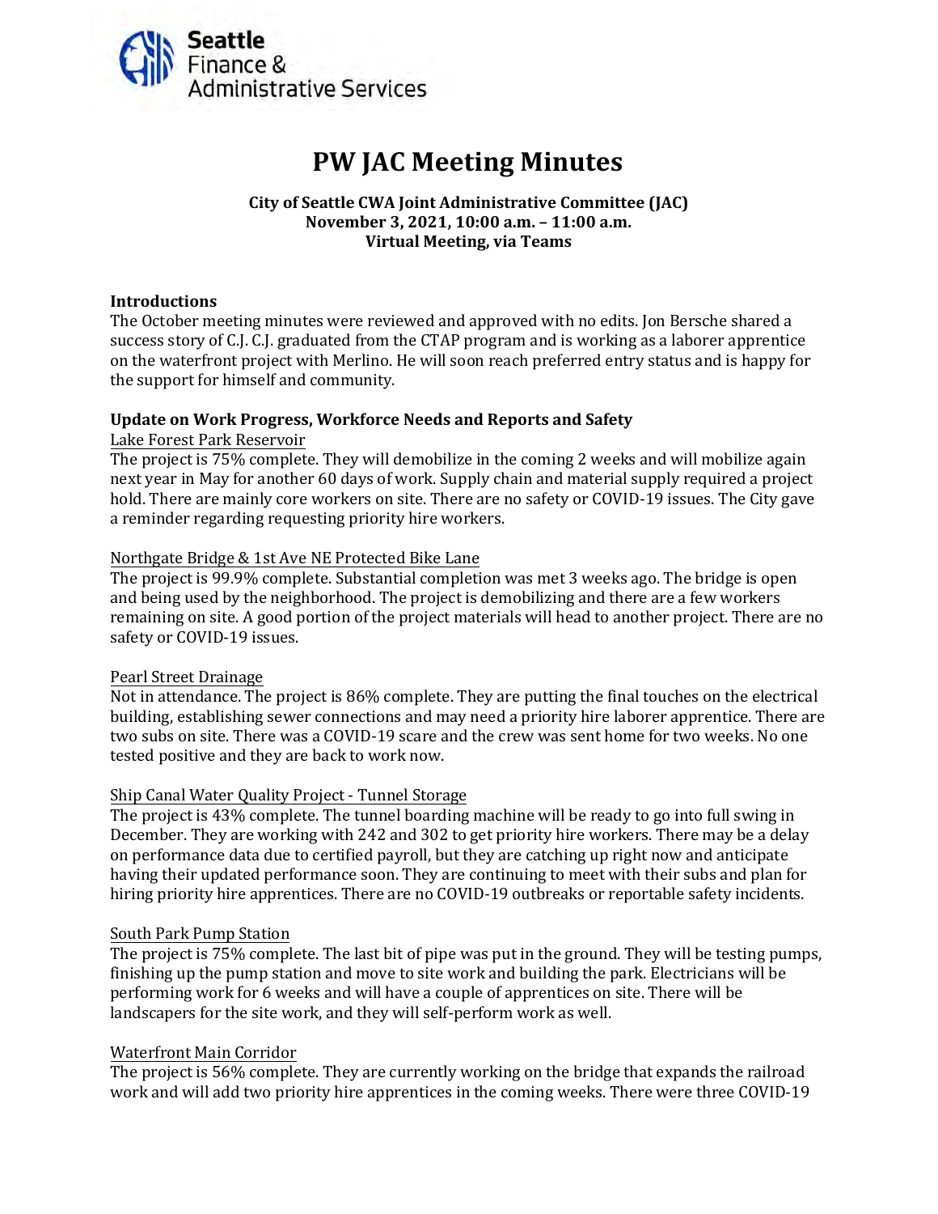Seattle Finance & Administrative Services

# PW JAC Meeting Minutes

**City of Seattle CWA Joint Administrative Committee (JAC)**
**November 3, 2021, 10:00 a.m. – 11:00 a.m.**
**Virtual Meeting, via Teams**

### Introductions

The October meeting minutes were reviewed and approved with no edits. Jon Bersche shared a success story of C.J. C.J. graduated from the CTAP program and is working as a laborer apprentice on the waterfront project with Merlino. He will soon reach preferred entry status and is happy for the support for himself and community.

### Update on Work Progress, Workforce Needs and Reports and Safety

Lake Forest Park Reservoir

The project is 75% complete. They will demobilize in the coming 2 weeks and will mobilize again next year in May for another 60 days of work. Supply chain and material supply required a project hold. There are mainly core workers on site. There are no safety or COVID-19 issues. The City gave a reminder regarding requesting priority hire workers.

Northgate Bridge & 1st Ave NE Protected Bike Lane

The project is 99.9% complete. Substantial completion was met 3 weeks ago. The bridge is open and being used by the neighborhood. The project is demobilizing and there are a few workers remaining on site. A good portion of the project materials will head to another project. There are no safety or COVID-19 issues.

Pearl Street Drainage

Not in attendance. The project is 86% complete. They are putting the final touches on the electrical building, establishing sewer connections and may need a priority hire laborer apprentice. There are two subs on site. There was a COVID-19 scare and the crew was sent home for two weeks. No one tested positive and they are back to work now.

Ship Canal Water Quality Project - Tunnel Storage

The project is 43% complete. The tunnel boarding machine will be ready to go into full swing in December. They are working with 242 and 302 to get priority hire workers. There may be a delay on performance data due to certified payroll, but they are catching up right now and anticipate having their updated performance soon. They are continuing to meet with their subs and plan for hiring priority hire apprentices. There are no COVID-19 outbreaks or reportable safety incidents.

South Park Pump Station

The project is 75% complete. The last bit of pipe was put in the ground. They will be testing pumps, finishing up the pump station and move to site work and building the park. Electricians will be performing work for 6 weeks and will have a couple of apprentices on site. There will be landscapers for the site work, and they will self-perform work as well.

Waterfront Main Corridor

The project is 56% complete. They are currently working on the bridge that expands the railroad work and will add two priority hire apprentices in the coming weeks. There were three COVID-19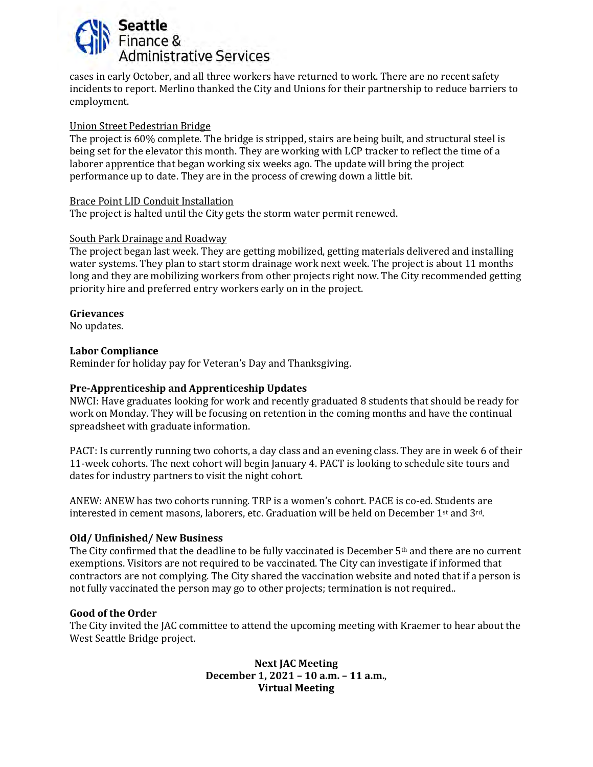cases in early October, and all three workers have returned to work. There are no recent safety incidents to report. Merlino thanked the City and Unions for their partnership to reduce barriers to employment.

<u>Union Street Pedestrian Bridge</u>
The project is 60% complete. The bridge is stripped, stairs are being built, and structural steel is being set for the elevator this month. They are working with LCP tracker to reflect the time of a laborer apprentice that began working six weeks ago. The update will bring the project performance up to date. They are in the process of crewing down a little bit.

<u>Brace Point LID Conduit Installation</u>
The project is halted until the City gets the storm water permit renewed.

<u>South Park Drainage and Roadway</u>
The project began last week. They are getting mobilized, getting materials delivered and installing water systems. They plan to start storm drainage work next week. The project is about 11 months long and they are mobilizing workers from other projects right now. The City recommended getting priority hire and preferred entry workers early on in the project.

**Grievances**
No updates.

**Labor Compliance**
Reminder for holiday pay for Veteran's Day and Thanksgiving.

**Pre-Apprenticeship and Apprenticeship Updates**
NWCI: Have graduates looking for work and recently graduated 8 students that should be ready for work on Monday. They will be focusing on retention in the coming months and have the continual spreadsheet with graduate information.

PACT: Is currently running two cohorts, a day class and an evening class. They are in week 6 of their 11-week cohorts. The next cohort will begin January 4. PACT is looking to schedule site tours and dates for industry partners to visit the night cohort.

ANEW: ANEW has two cohorts running. TRP is a women's cohort. PACE is co-ed. Students are interested in cement masons, laborers, etc. Graduation will be held on December 1st and 3rd.

**Old/ Unfinished/ New Business**
The City confirmed that the deadline to be fully vaccinated is December 5th and there are no current exemptions. Visitors are not required to be vaccinated. The City can investigate if informed that contractors are not complying. The City shared the vaccination website and noted that if a person is not fully vaccinated the person may go to other projects; termination is not required..

**Good of the Order**
The City invited the JAC committee to attend the upcoming meeting with Kraemer to hear about the West Seattle Bridge project.

**Next JAC Meeting**
**December 1, 2021 – 10 a.m. – 11 a.m.,**
**Virtual Meeting**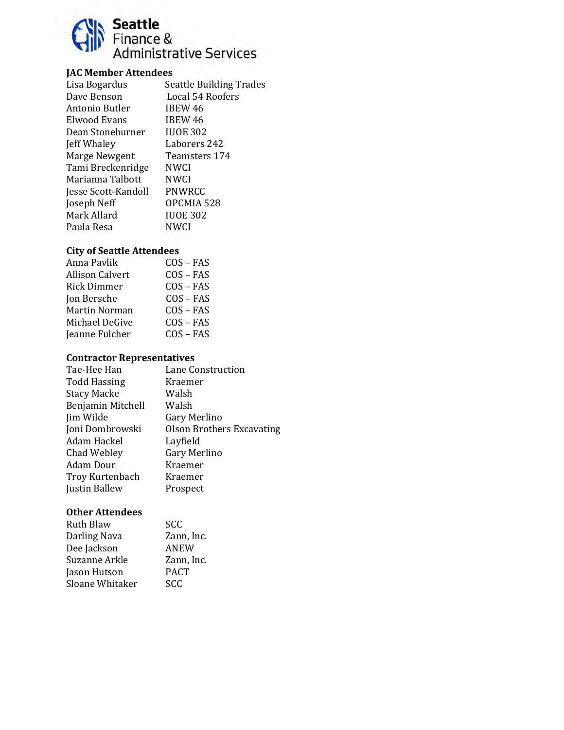Seattle Finance & Administrative Services

### JAC Member Attendees

| | |
|---|---|
| Lisa Bogardus | Seattle Building Trades |
| Dave Benson | Local 54 Roofers |
| Antonio Butler | IBEW 46 |
| Elwood Evans | IBEW 46 |
| Dean Stoneburner | IUOE 302 |
| Jeff Whaley | Laborers 242 |
| Marge Newgent | Teamsters 174 |
| Tami Breckenridge | NWCI |
| Marianna Talbott | NWCI |
| Jesse Scott-Kandoll | PNWRCC |
| Joseph Neff | OPCMIA 528 |
| Mark Allard | IUOE 302 |
| Paula Resa | NWCI |

### City of Seattle Attendees

| | |
|---|---|
| Anna Pavlik | COS – FAS |
| Allison Calvert | COS – FAS |
| Rick Dimmer | COS – FAS |
| Jon Bersche | COS – FAS |
| Martin Norman | COS – FAS |
| Michael DeGive | COS – FAS |
| Jeanne Fulcher | COS – FAS |

### Contractor Representatives

| | |
|---|---|
| Tae-Hee Han | Lane Construction |
| Todd Hassing | Kraemer |
| Stacy Macke | Walsh |
| Benjamin Mitchell | Walsh |
| Jim Wilde | Gary Merlino |
| Joni Dombrowski | Olson Brothers Excavating |
| Adam Hackel | Layfield |
| Chad Webley | Gary Merlino |
| Adam Dour | Kraemer |
| Troy Kurtenbach | Kraemer |
| Justin Ballew | Prospect |

### Other Attendees

| | |
|---|---|
| Ruth Blaw | SCC |
| Darling Nava | Zann, Inc. |
| Dee Jackson | ANEW |
| Suzanne Arkle | Zann, Inc. |
| Jason Hutson | PACT |
| Sloane Whitaker | SCC |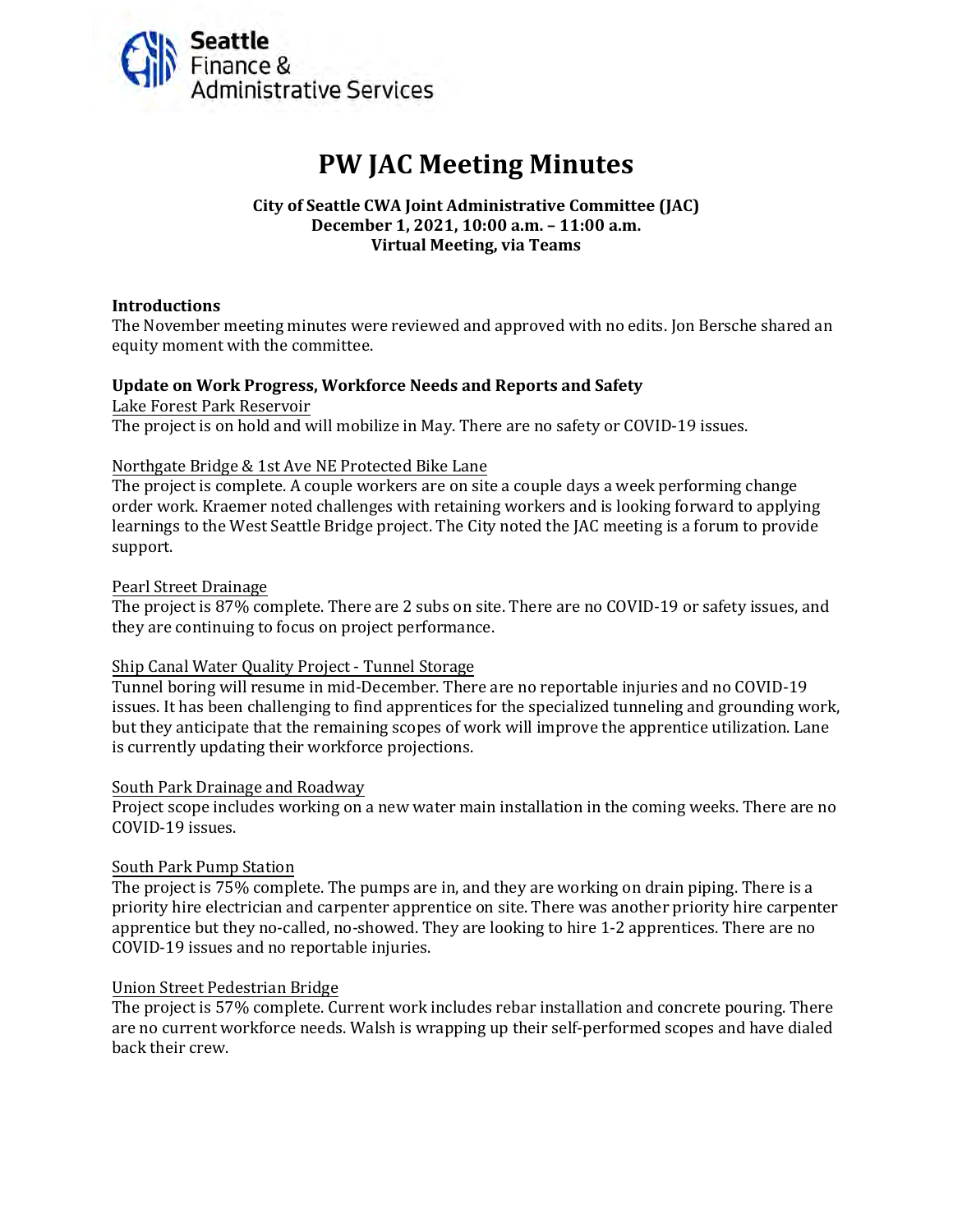# PW JAC Meeting Minutes

**City of Seattle CWA Joint Administrative Committee (JAC)**
**December 1, 2021, 10:00 a.m. – 11:00 a.m.**
**Virtual Meeting, via Teams**

**Introductions**
The November meeting minutes were reviewed and approved with no edits. Jon Bersche shared an equity moment with the committee.

**Update on Work Progress, Workforce Needs and Reports and Safety**

Lake Forest Park Reservoir
The project is on hold and will mobilize in May. There are no safety or COVID-19 issues.

Northgate Bridge & 1st Ave NE Protected Bike Lane
The project is complete. A couple workers are on site a couple days a week performing change order work. Kraemer noted challenges with retaining workers and is looking forward to applying learnings to the West Seattle Bridge project. The City noted the JAC meeting is a forum to provide support.

Pearl Street Drainage
The project is 87% complete. There are 2 subs on site. There are no COVID-19 or safety issues, and they are continuing to focus on project performance.

Ship Canal Water Quality Project - Tunnel Storage
Tunnel boring will resume in mid-December. There are no reportable injuries and no COVID-19 issues. It has been challenging to find apprentices for the specialized tunneling and grounding work, but they anticipate that the remaining scopes of work will improve the apprentice utilization. Lane is currently updating their workforce projections.

South Park Drainage and Roadway
Project scope includes working on a new water main installation in the coming weeks. There are no COVID-19 issues.

South Park Pump Station
The project is 75% complete. The pumps are in, and they are working on drain piping. There is a priority hire electrician and carpenter apprentice on site. There was another priority hire carpenter apprentice but they no-called, no-showed. They are looking to hire 1-2 apprentices. There are no COVID-19 issues and no reportable injuries.

Union Street Pedestrian Bridge
The project is 57% complete. Current work includes rebar installation and concrete pouring. There are no current workforce needs. Walsh is wrapping up their self-performed scopes and have dialed back their crew.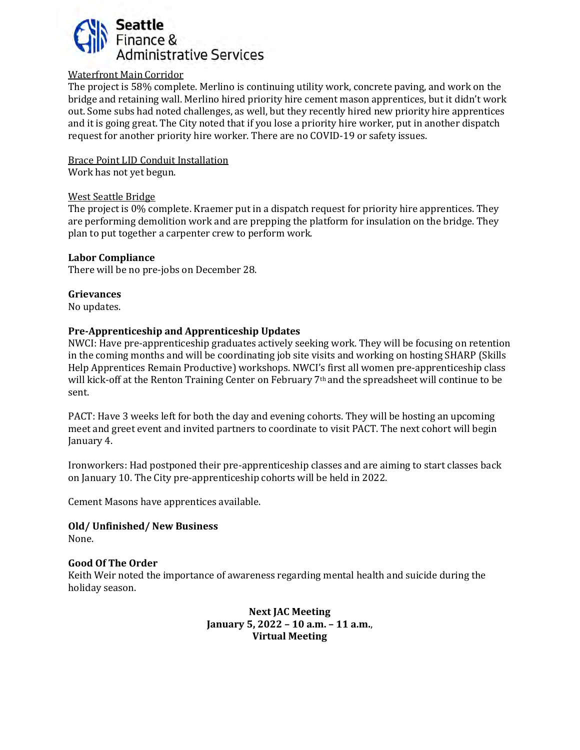Waterfront Main Corridor

The project is 58% complete. Merlino is continuing utility work, concrete paving, and work on the bridge and retaining wall. Merlino hired priority hire cement mason apprentices, but it didn't work out. Some subs had noted challenges, as well, but they recently hired new priority hire apprentices and it is going great. The City noted that if you lose a priority hire worker, put in another dispatch request for another priority hire worker. There are no COVID-19 or safety issues.

Brace Point LID Conduit Installation

Work has not yet begun.

West Seattle Bridge

The project is 0% complete. Kraemer put in a dispatch request for priority hire apprentices. They are performing demolition work and are prepping the platform for insulation on the bridge. They plan to put together a carpenter crew to perform work.

**Labor Compliance**

There will be no pre-jobs on December 28.

**Grievances**

No updates.

**Pre-Apprenticeship and Apprenticeship Updates**

NWCI: Have pre-apprenticeship graduates actively seeking work. They will be focusing on retention in the coming months and will be coordinating job site visits and working on hosting SHARP (Skills Help Apprentices Remain Productive) workshops. NWCI's first all women pre-apprenticeship class will kick-off at the Renton Training Center on February 7th and the spreadsheet will continue to be sent.

PACT: Have 3 weeks left for both the day and evening cohorts. They will be hosting an upcoming meet and greet event and invited partners to coordinate to visit PACT. The next cohort will begin January 4.

Ironworkers: Had postponed their pre-apprenticeship classes and are aiming to start classes back on January 10. The City pre-apprenticeship cohorts will be held in 2022.

Cement Masons have apprentices available.

**Old/ Unfinished/ New Business**

None.

**Good Of The Order**

Keith Weir noted the importance of awareness regarding mental health and suicide during the holiday season.

**Next JAC Meeting**
**January 5, 2022 – 10 a.m. – 11 a.m.**,
**Virtual Meeting**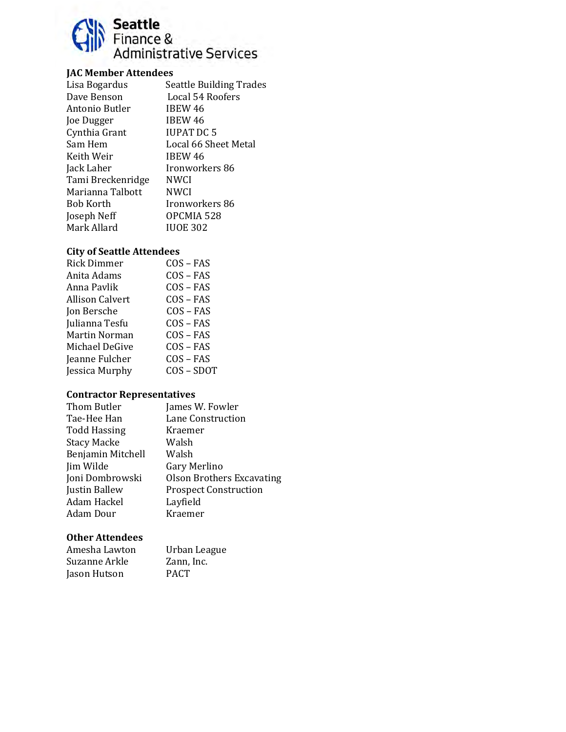Seattle Finance & Administrative Services

**JAC Member Attendees**

| | |
|---|---|
| Lisa Bogardus | Seattle Building Trades |
| Dave Benson | Local 54 Roofers |
| Antonio Butler | IBEW 46 |
| Joe Dugger | IBEW 46 |
| Cynthia Grant | IUPAT DC 5 |
| Sam Hem | Local 66 Sheet Metal |
| Keith Weir | IBEW 46 |
| Jack Laher | Ironworkers 86 |
| Tami Breckenridge | NWCI |
| Marianna Talbott | NWCI |
| Bob Korth | Ironworkers 86 |
| Joseph Neff | OPCMIA 528 |
| Mark Allard | IUOE 302 |

**City of Seattle Attendees**

| | |
|---|---|
| Rick Dimmer | COS – FAS |
| Anita Adams | COS – FAS |
| Anna Pavlik | COS – FAS |
| Allison Calvert | COS – FAS |
| Jon Bersche | COS – FAS |
| Julianna Tesfu | COS – FAS |
| Martin Norman | COS – FAS |
| Michael DeGive | COS – FAS |
| Jeanne Fulcher | COS – FAS |
| Jessica Murphy | COS – SDOT |

**Contractor Representatives**

| | |
|---|---|
| Thom Butler | James W. Fowler |
| Tae-Hee Han | Lane Construction |
| Todd Hassing | Kraemer |
| Stacy Macke | Walsh |
| Benjamin Mitchell | Walsh |
| Jim Wilde | Gary Merlino |
| Joni Dombrowski | Olson Brothers Excavating |
| Justin Ballew | Prospect Construction |
| Adam Hackel | Layfield |
| Adam Dour | Kraemer |

**Other Attendees**

| | |
|---|---|
| Amesha Lawton | Urban League |
| Suzanne Arkle | Zann, Inc. |
| Jason Hutson | PACT |